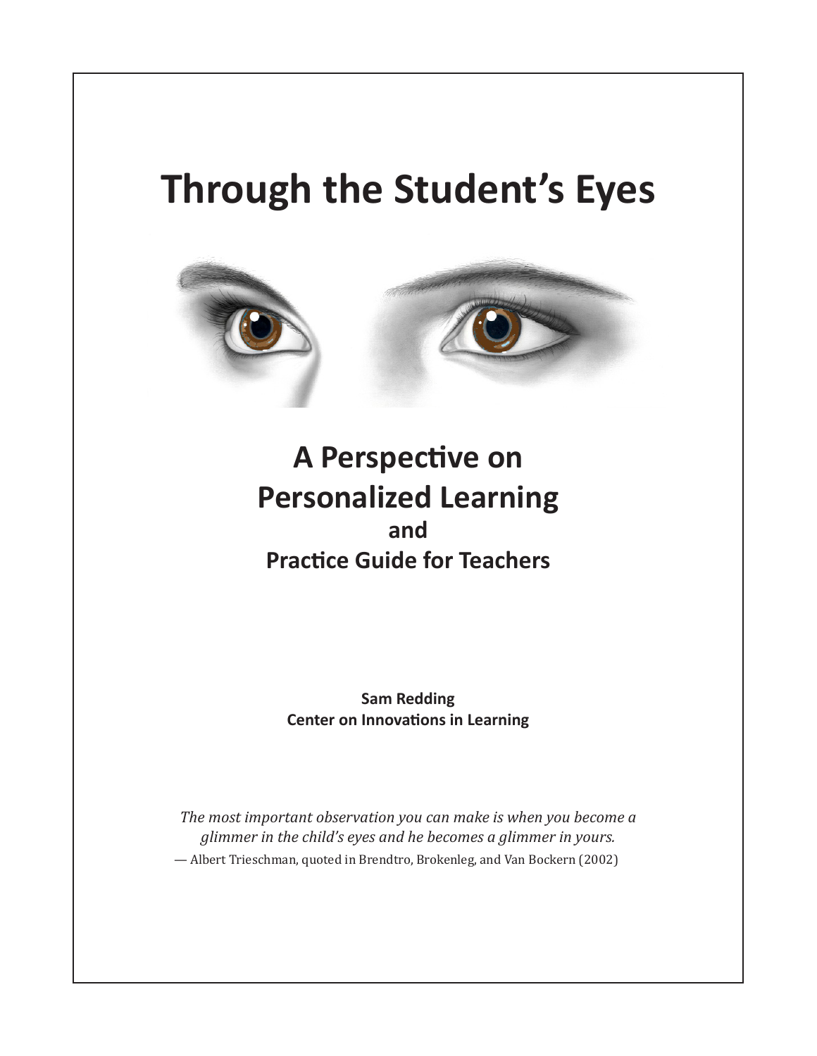# Through the Student's Eyes

## A Perspective on Personalized Learning

### and

### Practice Guide for Teachers

**Sam Redding**
**Center on Innovations in Learning**

*The most important observation you can make is when you become a glimmer in the child's eyes and he becomes a glimmer in yours.*

— Albert Trieschman, quoted in Brendtro, Brokenleg, and Van Bockern (2002)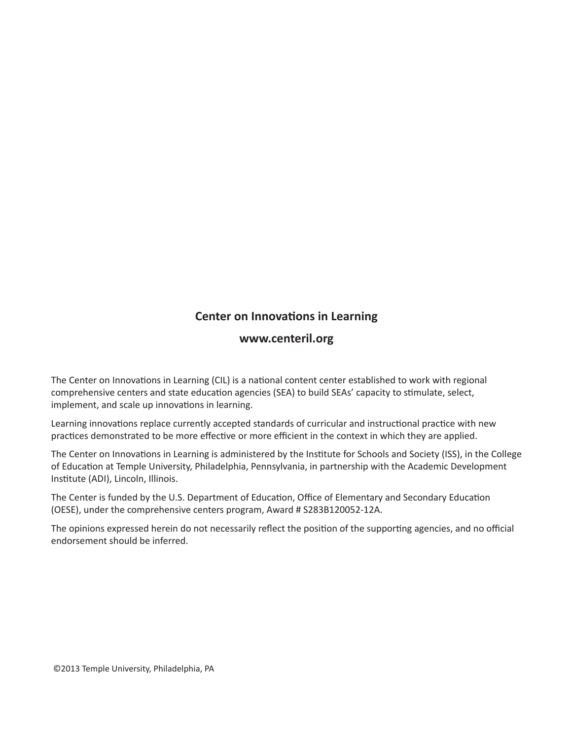**Center on Innovations in Learning**

**www.centeril.org**

The Center on Innovations in Learning (CIL) is a national content center established to work with regional comprehensive centers and state education agencies (SEA) to build SEAs' capacity to stimulate, select, implement, and scale up innovations in learning.

Learning innovations replace currently accepted standards of curricular and instructional practice with new practices demonstrated to be more effective or more efficient in the context in which they are applied.

The Center on Innovations in Learning is administered by the Institute for Schools and Society (ISS), in the College of Education at Temple University, Philadelphia, Pennsylvania, in partnership with the Academic Development Institute (ADI), Lincoln, Illinois.

The Center is funded by the U.S. Department of Education, Office of Elementary and Secondary Education (OESE), under the comprehensive centers program, Award # S283B120052-12A.

The opinions expressed herein do not necessarily reflect the position of the supporting agencies, and no official endorsement should be inferred.

©2013 Temple University, Philadelphia, PA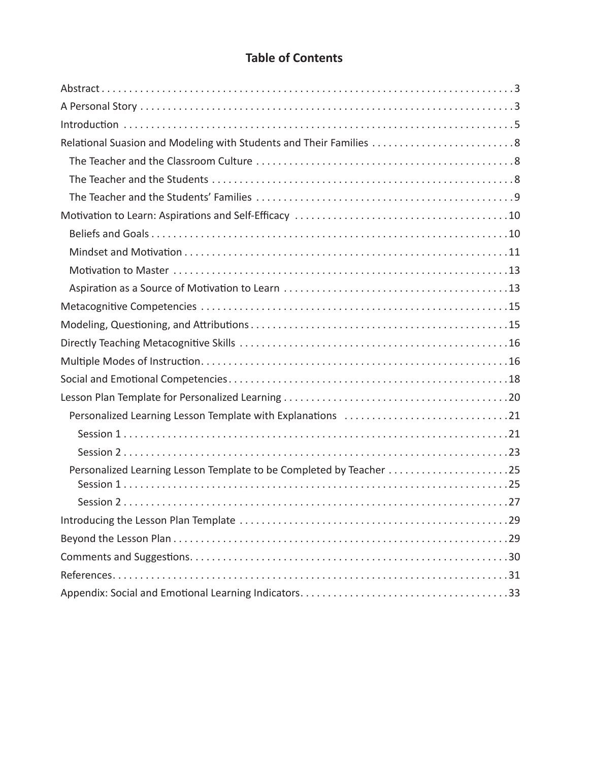# Table of Contents

- Abstract ... 3
- A Personal Story ... 3
- Introduction ... 5
- Relational Suasion and Modeling with Students and Their Families ... 8
  - The Teacher and the Classroom Culture ... 8
  - The Teacher and the Students ... 8
  - The Teacher and the Students' Families ... 9
- Motivation to Learn: Aspirations and Self-Efficacy ... 10
  - Beliefs and Goals ... 10
  - Mindset and Motivation ... 11
  - Motivation to Master ... 13
  - Aspiration as a Source of Motivation to Learn ... 13
- Metacognitive Competencies ... 15
- Modeling, Questioning, and Attributions ... 15
- Directly Teaching Metacognitive Skills ... 16
- Multiple Modes of Instruction ... 16
- Social and Emotional Competencies ... 18
- Lesson Plan Template for Personalized Learning ... 20
  - Personalized Learning Lesson Template with Explanations ... 21
    - Session 1 ... 21
    - Session 2 ... 23
  - Personalized Learning Lesson Template to be Completed by Teacher ... 25
    - Session 1 ... 25
    - Session 2 ... 27
- Introducing the Lesson Plan Template ... 29
- Beyond the Lesson Plan ... 29
- Comments and Suggestions ... 30
- References ... 31
- Appendix: Social and Emotional Learning Indicators ... 33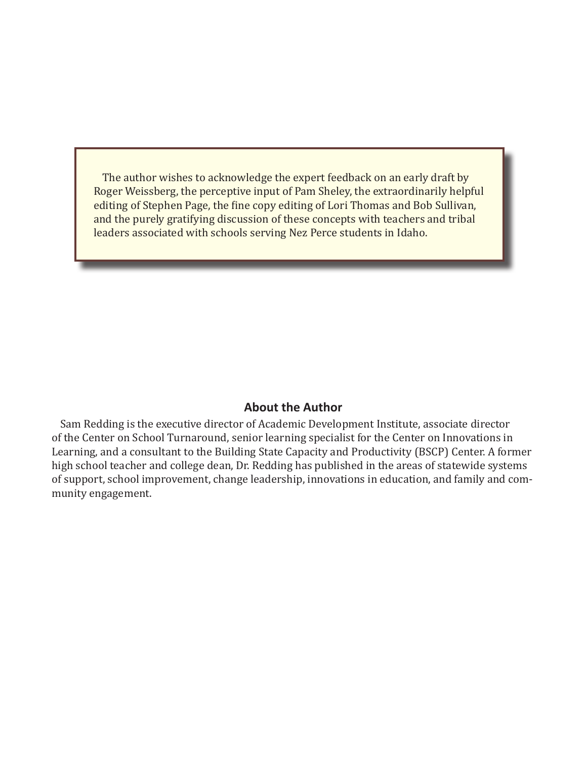The author wishes to acknowledge the expert feedback on an early draft by Roger Weissberg, the perceptive input of Pam Sheley, the extraordinarily helpful editing of Stephen Page, the fine copy editing of Lori Thomas and Bob Sullivan, and the purely gratifying discussion of these concepts with teachers and tribal leaders associated with schools serving Nez Perce students in Idaho.

## About the Author

Sam Redding is the executive director of Academic Development Institute, associate director of the Center on School Turnaround, senior learning specialist for the Center on Innovations in Learning, and a consultant to the Building State Capacity and Productivity (BSCP) Center. A former high school teacher and college dean, Dr. Redding has published in the areas of statewide systems of support, school improvement, change leadership, innovations in education, and family and community engagement.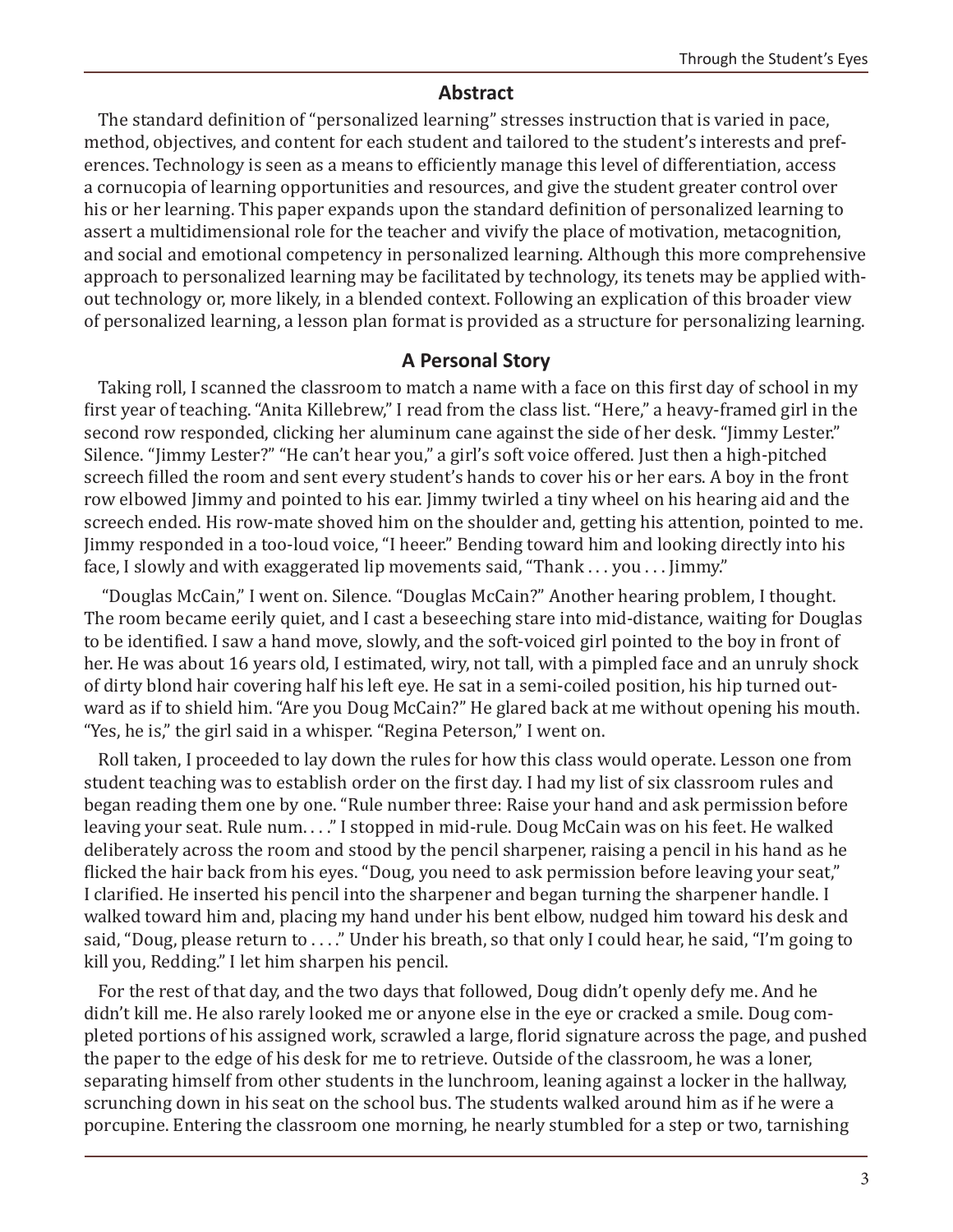## Abstract

The standard definition of "personalized learning" stresses instruction that is varied in pace, method, objectives, and content for each student and tailored to the student's interests and preferences. Technology is seen as a means to efficiently manage this level of differentiation, access a cornucopia of learning opportunities and resources, and give the student greater control over his or her learning. This paper expands upon the standard definition of personalized learning to assert a multidimensional role for the teacher and vivify the place of motivation, metacognition, and social and emotional competency in personalized learning. Although this more comprehensive approach to personalized learning may be facilitated by technology, its tenets may be applied without technology or, more likely, in a blended context. Following an explication of this broader view of personalized learning, a lesson plan format is provided as a structure for personalizing learning.

## A Personal Story

Taking roll, I scanned the classroom to match a name with a face on this first day of school in my first year of teaching. "Anita Killebrew," I read from the class list. "Here," a heavy-framed girl in the second row responded, clicking her aluminum cane against the side of her desk. "Jimmy Lester." Silence. "Jimmy Lester?" "He can't hear you," a girl's soft voice offered. Just then a high-pitched screech filled the room and sent every student's hands to cover his or her ears. A boy in the front row elbowed Jimmy and pointed to his ear. Jimmy twirled a tiny wheel on his hearing aid and the screech ended. His row-mate shoved him on the shoulder and, getting his attention, pointed to me. Jimmy responded in a too-loud voice, "I heeer." Bending toward him and looking directly into his face, I slowly and with exaggerated lip movements said, "Thank . . . you . . . Jimmy."

"Douglas McCain," I went on. Silence. "Douglas McCain?" Another hearing problem, I thought. The room became eerily quiet, and I cast a beseeching stare into mid-distance, waiting for Douglas to be identified. I saw a hand move, slowly, and the soft-voiced girl pointed to the boy in front of her. He was about 16 years old, I estimated, wiry, not tall, with a pimpled face and an unruly shock of dirty blond hair covering half his left eye. He sat in a semi-coiled position, his hip turned outward as if to shield him. "Are you Doug McCain?" He glared back at me without opening his mouth. "Yes, he is," the girl said in a whisper. "Regina Peterson," I went on.

Roll taken, I proceeded to lay down the rules for how this class would operate. Lesson one from student teaching was to establish order on the first day. I had my list of six classroom rules and began reading them one by one. "Rule number three: Raise your hand and ask permission before leaving your seat. Rule num. . . ." I stopped in mid-rule. Doug McCain was on his feet. He walked deliberately across the room and stood by the pencil sharpener, raising a pencil in his hand as he flicked the hair back from his eyes. "Doug, you need to ask permission before leaving your seat," I clarified. He inserted his pencil into the sharpener and began turning the sharpener handle. I walked toward him and, placing my hand under his bent elbow, nudged him toward his desk and said, "Doug, please return to . . . ." Under his breath, so that only I could hear, he said, "I'm going to kill you, Redding." I let him sharpen his pencil.

For the rest of that day, and the two days that followed, Doug didn't openly defy me. And he didn't kill me. He also rarely looked me or anyone else in the eye or cracked a smile. Doug completed portions of his assigned work, scrawled a large, florid signature across the page, and pushed the paper to the edge of his desk for me to retrieve. Outside of the classroom, he was a loner, separating himself from other students in the lunchroom, leaning against a locker in the hallway, scrunching down in his seat on the school bus. The students walked around him as if he were a porcupine. Entering the classroom one morning, he nearly stumbled for a step or two, tarnishing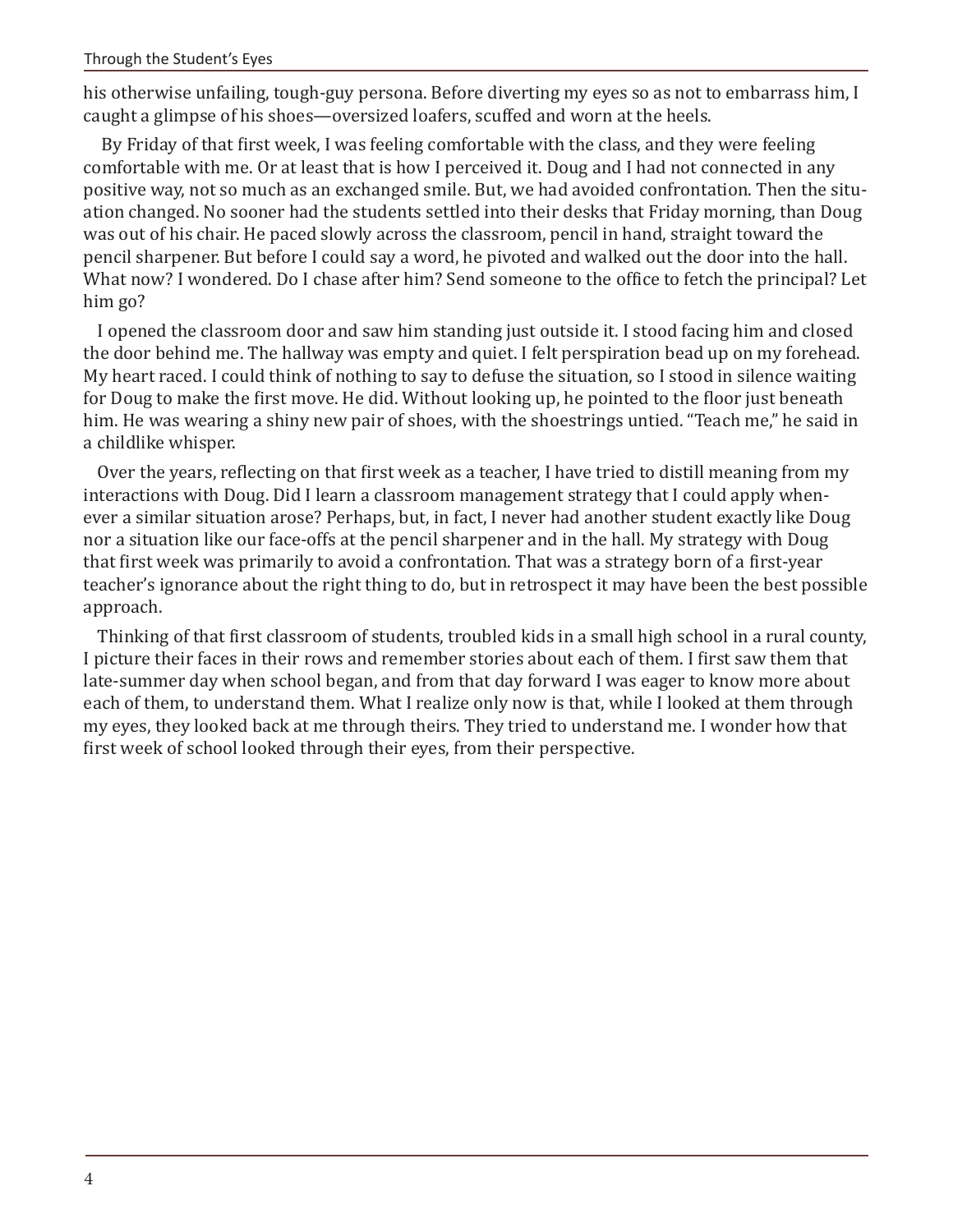his otherwise unfailing, tough-guy persona. Before diverting my eyes so as not to embarrass him, I caught a glimpse of his shoes—oversized loafers, scuffed and worn at the heels.

By Friday of that first week, I was feeling comfortable with the class, and they were feeling comfortable with me. Or at least that is how I perceived it. Doug and I had not connected in any positive way, not so much as an exchanged smile. But, we had avoided confrontation. Then the situation changed. No sooner had the students settled into their desks that Friday morning, than Doug was out of his chair. He paced slowly across the classroom, pencil in hand, straight toward the pencil sharpener. But before I could say a word, he pivoted and walked out the door into the hall. What now? I wondered. Do I chase after him? Send someone to the office to fetch the principal? Let him go?

I opened the classroom door and saw him standing just outside it. I stood facing him and closed the door behind me. The hallway was empty and quiet. I felt perspiration bead up on my forehead. My heart raced. I could think of nothing to say to defuse the situation, so I stood in silence waiting for Doug to make the first move. He did. Without looking up, he pointed to the floor just beneath him. He was wearing a shiny new pair of shoes, with the shoestrings untied. "Teach me," he said in a childlike whisper.

Over the years, reflecting on that first week as a teacher, I have tried to distill meaning from my interactions with Doug. Did I learn a classroom management strategy that I could apply whenever a similar situation arose? Perhaps, but, in fact, I never had another student exactly like Doug nor a situation like our face-offs at the pencil sharpener and in the hall. My strategy with Doug that first week was primarily to avoid a confrontation. That was a strategy born of a first-year teacher's ignorance about the right thing to do, but in retrospect it may have been the best possible approach.

Thinking of that first classroom of students, troubled kids in a small high school in a rural county, I picture their faces in their rows and remember stories about each of them. I first saw them that late-summer day when school began, and from that day forward I was eager to know more about each of them, to understand them. What I realize only now is that, while I looked at them through my eyes, they looked back at me through theirs. They tried to understand me. I wonder how that first week of school looked through their eyes, from their perspective.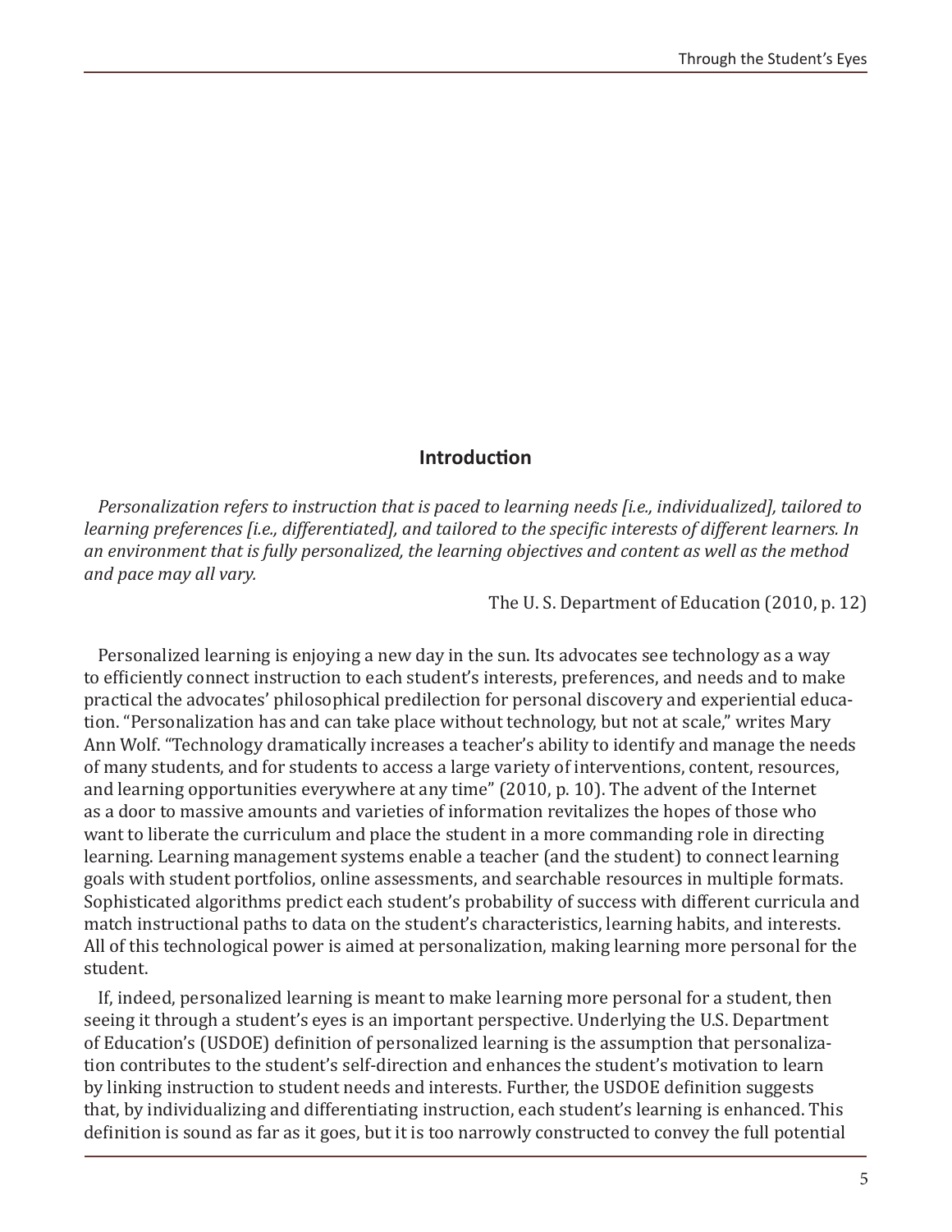## Introduction

*Personalization refers to instruction that is paced to learning needs [i.e., individualized], tailored to learning preferences [i.e., differentiated], and tailored to the specific interests of different learners. In an environment that is fully personalized, the learning objectives and content as well as the method and pace may all vary.*

The U. S. Department of Education (2010, p. 12)

Personalized learning is enjoying a new day in the sun. Its advocates see technology as a way to efficiently connect instruction to each student's interests, preferences, and needs and to make practical the advocates' philosophical predilection for personal discovery and experiential education. "Personalization has and can take place without technology, but not at scale," writes Mary Ann Wolf. "Technology dramatically increases a teacher's ability to identify and manage the needs of many students, and for students to access a large variety of interventions, content, resources, and learning opportunities everywhere at any time" (2010, p. 10). The advent of the Internet as a door to massive amounts and varieties of information revitalizes the hopes of those who want to liberate the curriculum and place the student in a more commanding role in directing learning. Learning management systems enable a teacher (and the student) to connect learning goals with student portfolios, online assessments, and searchable resources in multiple formats. Sophisticated algorithms predict each student's probability of success with different curricula and match instructional paths to data on the student's characteristics, learning habits, and interests. All of this technological power is aimed at personalization, making learning more personal for the student.

If, indeed, personalized learning is meant to make learning more personal for a student, then seeing it through a student's eyes is an important perspective. Underlying the U.S. Department of Education's (USDOE) definition of personalized learning is the assumption that personalization contributes to the student's self-direction and enhances the student's motivation to learn by linking instruction to student needs and interests. Further, the USDOE definition suggests that, by individualizing and differentiating instruction, each student's learning is enhanced. This definition is sound as far as it goes, but it is too narrowly constructed to convey the full potential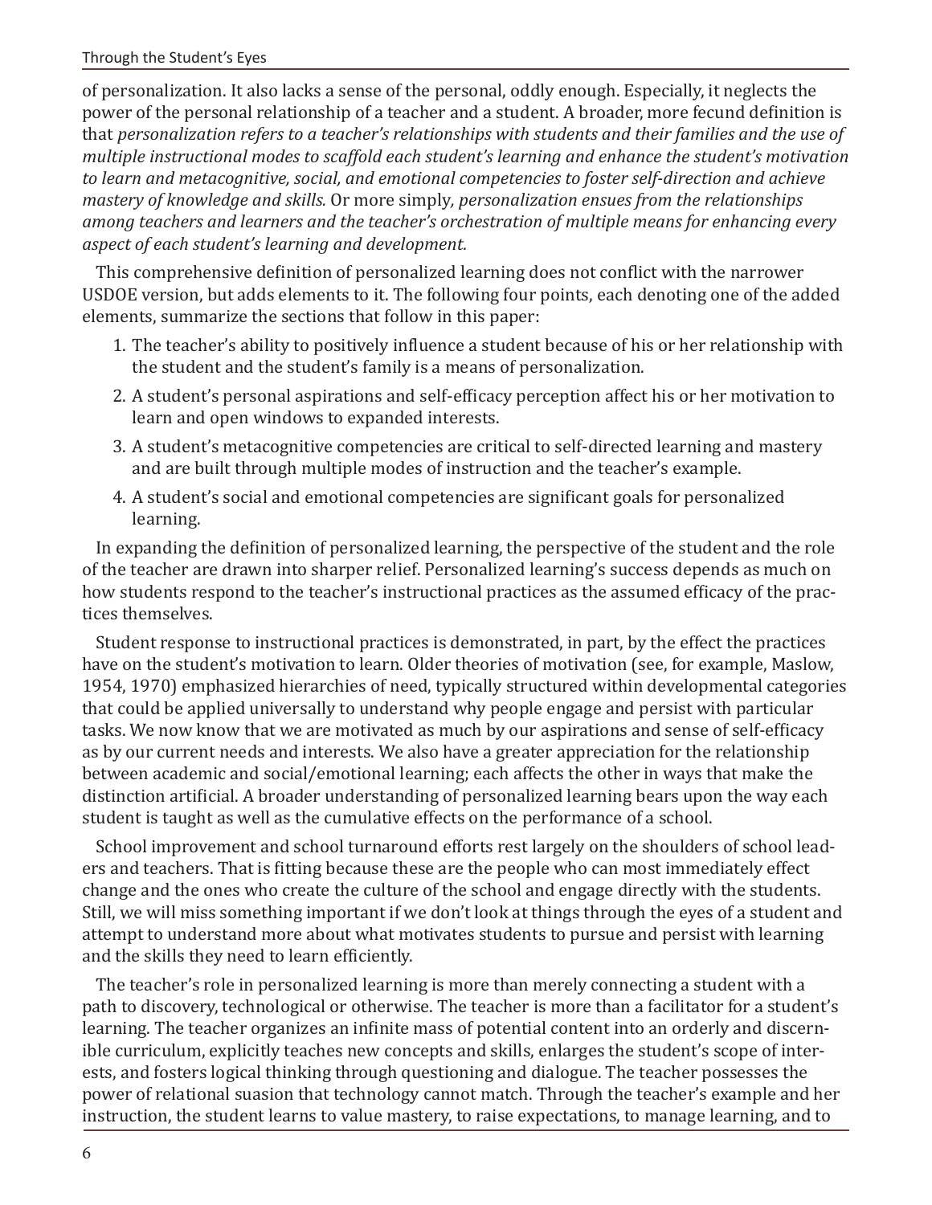of personalization. It also lacks a sense of the personal, oddly enough. Especially, it neglects the power of the personal relationship of a teacher and a student. A broader, more fecund definition is that *personalization refers to a teacher's relationships with students and their families and the use of multiple instructional modes to scaffold each student's learning and enhance the student's motivation to learn and metacognitive, social, and emotional competencies to foster self-direction and achieve mastery of knowledge and skills.* Or more simply, *personalization ensues from the relationships among teachers and learners and the teacher's orchestration of multiple means for enhancing every aspect of each student's learning and development.*

This comprehensive definition of personalized learning does not conflict with the narrower USDOE version, but adds elements to it. The following four points, each denoting one of the added elements, summarize the sections that follow in this paper:

1. The teacher's ability to positively influence a student because of his or her relationship with the student and the student's family is a means of personalization.
2. A student's personal aspirations and self-efficacy perception affect his or her motivation to learn and open windows to expanded interests.
3. A student's metacognitive competencies are critical to self-directed learning and mastery and are built through multiple modes of instruction and the teacher's example.
4. A student's social and emotional competencies are significant goals for personalized learning.

In expanding the definition of personalized learning, the perspective of the student and the role of the teacher are drawn into sharper relief. Personalized learning's success depends as much on how students respond to the teacher's instructional practices as the assumed efficacy of the practices themselves.

Student response to instructional practices is demonstrated, in part, by the effect the practices have on the student's motivation to learn. Older theories of motivation (see, for example, Maslow, 1954, 1970) emphasized hierarchies of need, typically structured within developmental categories that could be applied universally to understand why people engage and persist with particular tasks. We now know that we are motivated as much by our aspirations and sense of self-efficacy as by our current needs and interests. We also have a greater appreciation for the relationship between academic and social/emotional learning; each affects the other in ways that make the distinction artificial. A broader understanding of personalized learning bears upon the way each student is taught as well as the cumulative effects on the performance of a school.

School improvement and school turnaround efforts rest largely on the shoulders of school leaders and teachers. That is fitting because these are the people who can most immediately effect change and the ones who create the culture of the school and engage directly with the students. Still, we will miss something important if we don't look at things through the eyes of a student and attempt to understand more about what motivates students to pursue and persist with learning and the skills they need to learn efficiently.

The teacher's role in personalized learning is more than merely connecting a student with a path to discovery, technological or otherwise. The teacher is more than a facilitator for a student's learning. The teacher organizes an infinite mass of potential content into an orderly and discernible curriculum, explicitly teaches new concepts and skills, enlarges the student's scope of interests, and fosters logical thinking through questioning and dialogue. The teacher possesses the power of relational suasion that technology cannot match. Through the teacher's example and her instruction, the student learns to value mastery, to raise expectations, to manage learning, and to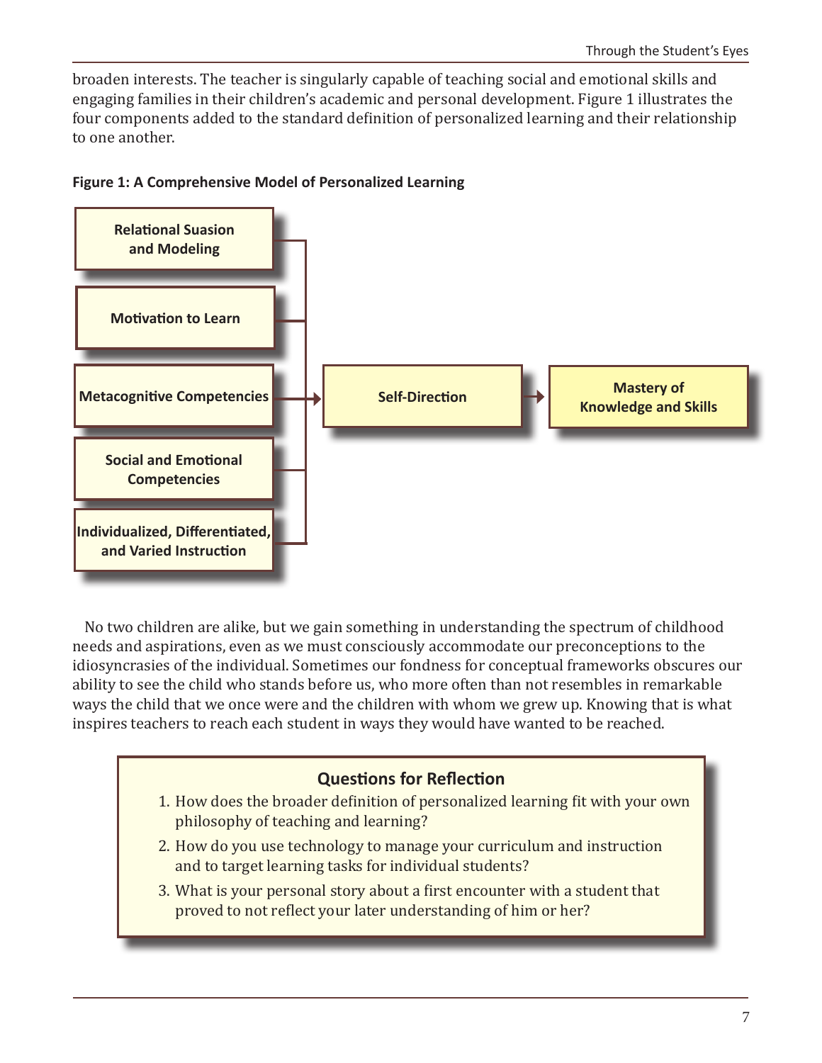broaden interests. The teacher is singularly capable of teaching social and emotional skills and engaging families in their children's academic and personal development. Figure 1 illustrates the four components added to the standard definition of personalized learning and their relationship to one another.

**Figure 1: A Comprehensive Model of Personalized Learning**

- Relational Suasion and Modeling
- Motivation to Learn
- Metacognitive Competencies
- Social and Emotional Competencies
- Individualized, Differentiated, and Varied Instruction

→ Self-Direction → Mastery of Knowledge and Skills

No two children are alike, but we gain something in understanding the spectrum of childhood needs and aspirations, even as we must consciously accommodate our preconceptions to the idiosyncrasies of the individual. Sometimes our fondness for conceptual frameworks obscures our ability to see the child who stands before us, who more often than not resembles in remarkable ways the child that we once were and the children with whom we grew up. Knowing that is what inspires teachers to reach each student in ways they would have wanted to be reached.

### Questions for Reflection

1. How does the broader definition of personalized learning fit with your own philosophy of teaching and learning?
2. How do you use technology to manage your curriculum and instruction and to target learning tasks for individual students?
3. What is your personal story about a first encounter with a student that proved to not reflect your later understanding of him or her?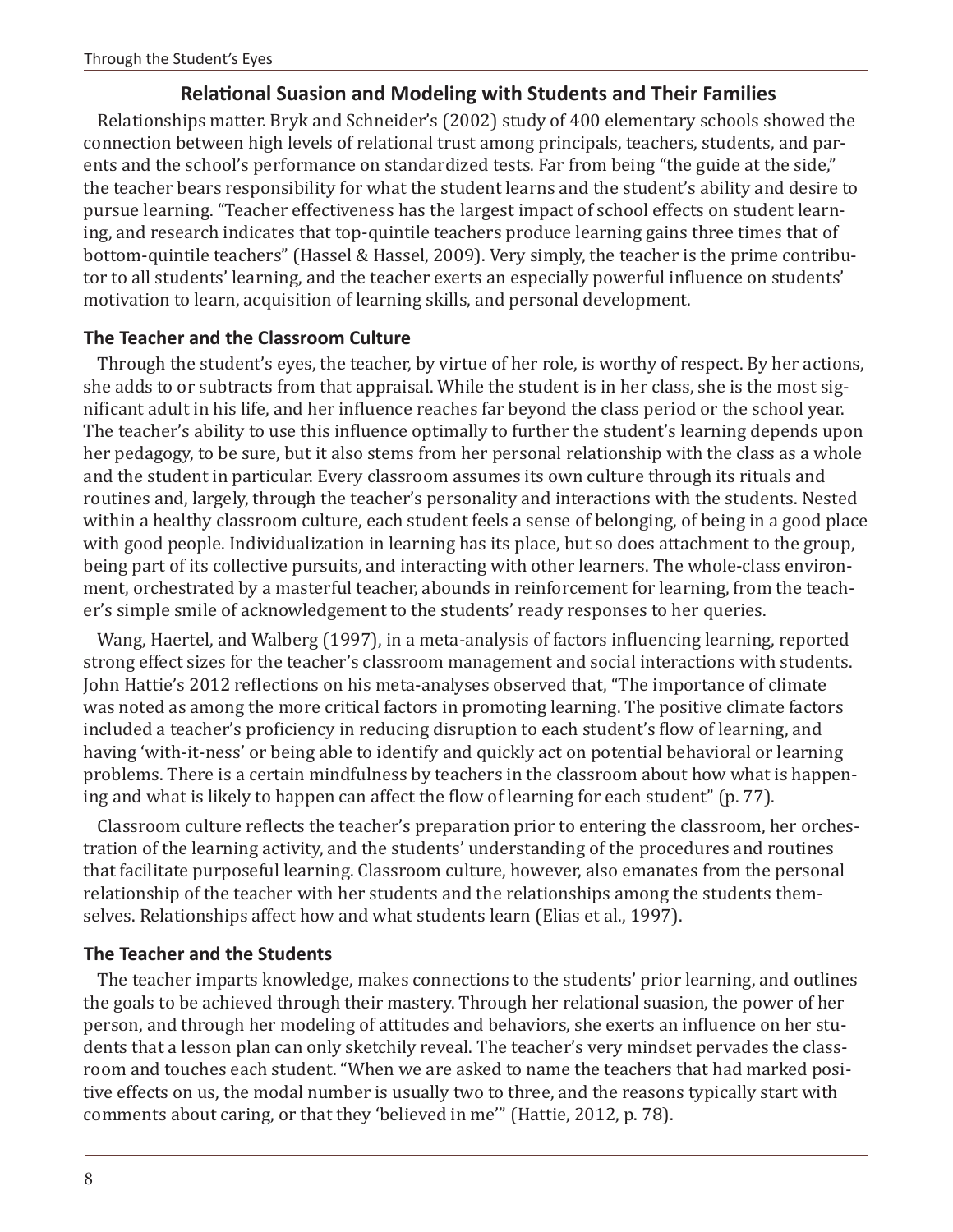## Relational Suasion and Modeling with Students and Their Families

Relationships matter. Bryk and Schneider's (2002) study of 400 elementary schools showed the connection between high levels of relational trust among principals, teachers, students, and parents and the school's performance on standardized tests. Far from being "the guide at the side," the teacher bears responsibility for what the student learns and the student's ability and desire to pursue learning. "Teacher effectiveness has the largest impact of school effects on student learning, and research indicates that top-quintile teachers produce learning gains three times that of bottom-quintile teachers" (Hassel & Hassel, 2009). Very simply, the teacher is the prime contributor to all students' learning, and the teacher exerts an especially powerful influence on students' motivation to learn, acquisition of learning skills, and personal development.

### The Teacher and the Classroom Culture

Through the student's eyes, the teacher, by virtue of her role, is worthy of respect. By her actions, she adds to or subtracts from that appraisal. While the student is in her class, she is the most significant adult in his life, and her influence reaches far beyond the class period or the school year. The teacher's ability to use this influence optimally to further the student's learning depends upon her pedagogy, to be sure, but it also stems from her personal relationship with the class as a whole and the student in particular. Every classroom assumes its own culture through its rituals and routines and, largely, through the teacher's personality and interactions with the students. Nested within a healthy classroom culture, each student feels a sense of belonging, of being in a good place with good people. Individualization in learning has its place, but so does attachment to the group, being part of its collective pursuits, and interacting with other learners. The whole-class environment, orchestrated by a masterful teacher, abounds in reinforcement for learning, from the teacher's simple smile of acknowledgement to the students' ready responses to her queries.

Wang, Haertel, and Walberg (1997), in a meta-analysis of factors influencing learning, reported strong effect sizes for the teacher's classroom management and social interactions with students. John Hattie's 2012 reflections on his meta-analyses observed that, "The importance of climate was noted as among the more critical factors in promoting learning. The positive climate factors included a teacher's proficiency in reducing disruption to each student's flow of learning, and having 'with-it-ness' or being able to identify and quickly act on potential behavioral or learning problems. There is a certain mindfulness by teachers in the classroom about how what is happening and what is likely to happen can affect the flow of learning for each student" (p. 77).

Classroom culture reflects the teacher's preparation prior to entering the classroom, her orchestration of the learning activity, and the students' understanding of the procedures and routines that facilitate purposeful learning. Classroom culture, however, also emanates from the personal relationship of the teacher with her students and the relationships among the students themselves. Relationships affect how and what students learn (Elias et al., 1997).

### The Teacher and the Students

The teacher imparts knowledge, makes connections to the students' prior learning, and outlines the goals to be achieved through their mastery. Through her relational suasion, the power of her person, and through her modeling of attitudes and behaviors, she exerts an influence on her students that a lesson plan can only sketchily reveal. The teacher's very mindset pervades the classroom and touches each student. "When we are asked to name the teachers that had marked positive effects on us, the modal number is usually two to three, and the reasons typically start with comments about caring, or that they 'believed in me'" (Hattie, 2012, p. 78).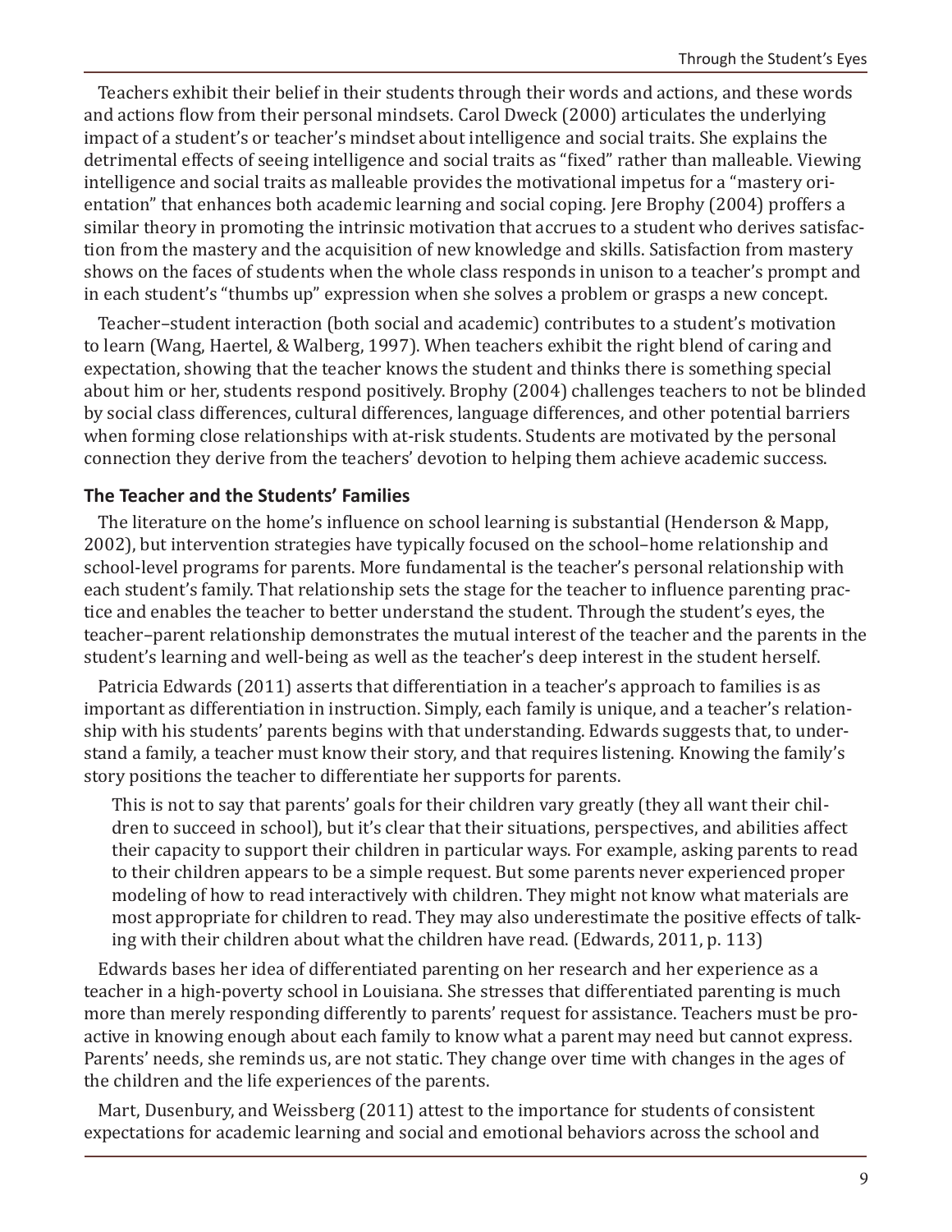Teachers exhibit their belief in their students through their words and actions, and these words and actions flow from their personal mindsets. Carol Dweck (2000) articulates the underlying impact of a student's or teacher's mindset about intelligence and social traits. She explains the detrimental effects of seeing intelligence and social traits as "fixed" rather than malleable. Viewing intelligence and social traits as malleable provides the motivational impetus for a "mastery orientation" that enhances both academic learning and social coping. Jere Brophy (2004) proffers a similar theory in promoting the intrinsic motivation that accrues to a student who derives satisfaction from the mastery and the acquisition of new knowledge and skills. Satisfaction from mastery shows on the faces of students when the whole class responds in unison to a teacher's prompt and in each student's "thumbs up" expression when she solves a problem or grasps a new concept.

Teacher–student interaction (both social and academic) contributes to a student's motivation to learn (Wang, Haertel, & Walberg, 1997). When teachers exhibit the right blend of caring and expectation, showing that the teacher knows the student and thinks there is something special about him or her, students respond positively. Brophy (2004) challenges teachers to not be blinded by social class differences, cultural differences, language differences, and other potential barriers when forming close relationships with at-risk students. Students are motivated by the personal connection they derive from the teachers' devotion to helping them achieve academic success.

### The Teacher and the Students' Families

The literature on the home's influence on school learning is substantial (Henderson & Mapp, 2002), but intervention strategies have typically focused on the school–home relationship and school-level programs for parents. More fundamental is the teacher's personal relationship with each student's family. That relationship sets the stage for the teacher to influence parenting practice and enables the teacher to better understand the student. Through the student's eyes, the teacher–parent relationship demonstrates the mutual interest of the teacher and the parents in the student's learning and well-being as well as the teacher's deep interest in the student herself.

Patricia Edwards (2011) asserts that differentiation in a teacher's approach to families is as important as differentiation in instruction. Simply, each family is unique, and a teacher's relationship with his students' parents begins with that understanding. Edwards suggests that, to understand a family, a teacher must know their story, and that requires listening. Knowing the family's story positions the teacher to differentiate her supports for parents.

> This is not to say that parents' goals for their children vary greatly (they all want their children to succeed in school), but it's clear that their situations, perspectives, and abilities affect their capacity to support their children in particular ways. For example, asking parents to read to their children appears to be a simple request. But some parents never experienced proper modeling of how to read interactively with children. They might not know what materials are most appropriate for children to read. They may also underestimate the positive effects of talking with their children about what the children have read. (Edwards, 2011, p. 113)

Edwards bases her idea of differentiated parenting on her research and her experience as a teacher in a high-poverty school in Louisiana. She stresses that differentiated parenting is much more than merely responding differently to parents' request for assistance. Teachers must be proactive in knowing enough about each family to know what a parent may need but cannot express. Parents' needs, she reminds us, are not static. They change over time with changes in the ages of the children and the life experiences of the parents.

Mart, Dusenbury, and Weissberg (2011) attest to the importance for students of consistent expectations for academic learning and social and emotional behaviors across the school and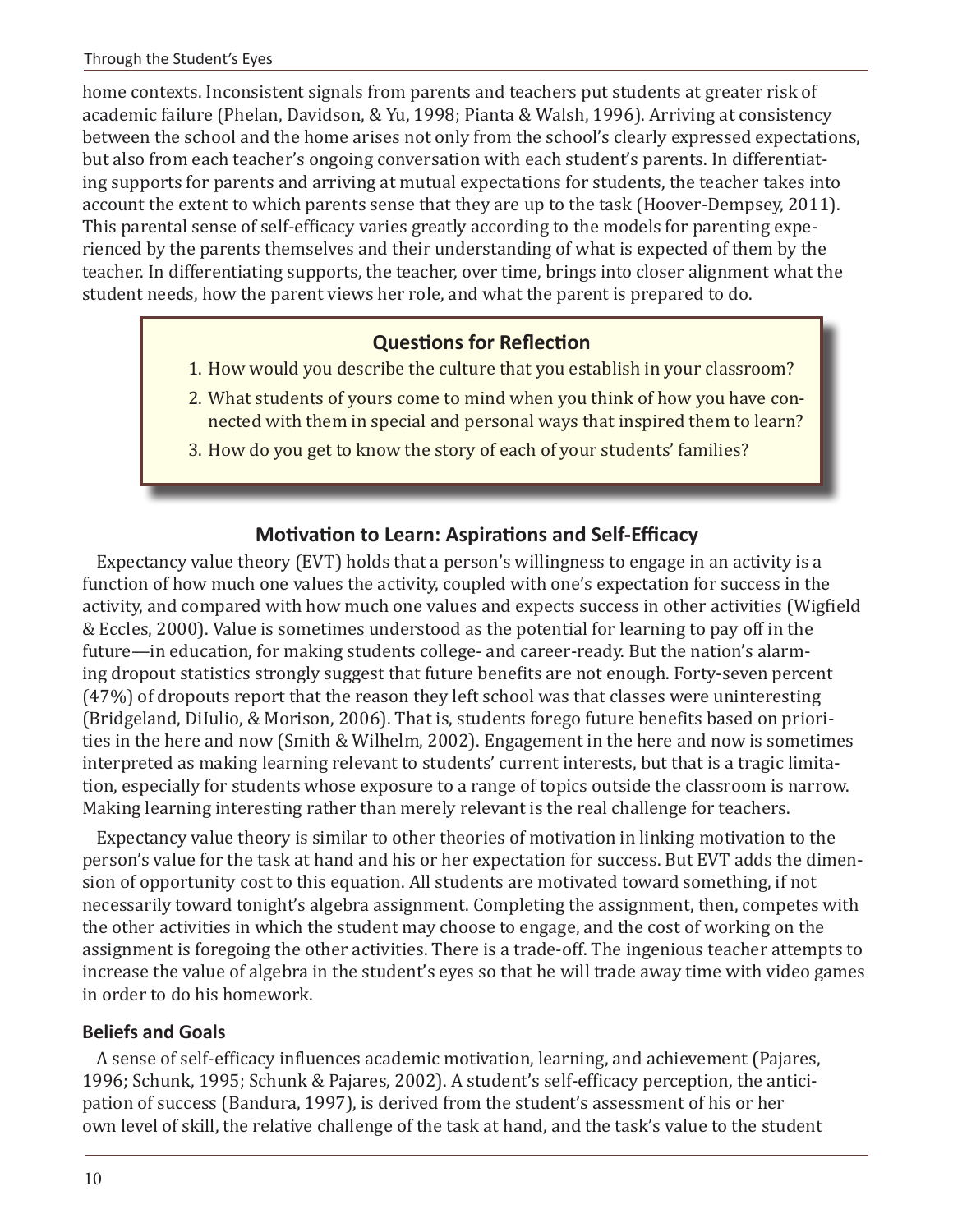home contexts. Inconsistent signals from parents and teachers put students at greater risk of academic failure (Phelan, Davidson, & Yu, 1998; Pianta & Walsh, 1996). Arriving at consistency between the school and the home arises not only from the school's clearly expressed expectations, but also from each teacher's ongoing conversation with each student's parents. In differentiating supports for parents and arriving at mutual expectations for students, the teacher takes into account the extent to which parents sense that they are up to the task (Hoover-Dempsey, 2011). This parental sense of self-efficacy varies greatly according to the models for parenting experienced by the parents themselves and their understanding of what is expected of them by the teacher. In differentiating supports, the teacher, over time, brings into closer alignment what the student needs, how the parent views her role, and what the parent is prepared to do.

> **Questions for Reflection**
>
> 1. How would you describe the culture that you establish in your classroom?
> 2. What students of yours come to mind when you think of how you have connected with them in special and personal ways that inspired them to learn?
> 3. How do you get to know the story of each of your students' families?

## Motivation to Learn: Aspirations and Self-Efficacy

Expectancy value theory (EVT) holds that a person's willingness to engage in an activity is a function of how much one values the activity, coupled with one's expectation for success in the activity, and compared with how much one values and expects success in other activities (Wigfield & Eccles, 2000). Value is sometimes understood as the potential for learning to pay off in the future—in education, for making students college- and career-ready. But the nation's alarming dropout statistics strongly suggest that future benefits are not enough. Forty-seven percent (47%) of dropouts report that the reason they left school was that classes were uninteresting (Bridgeland, DiIulio, & Morison, 2006). That is, students forego future benefits based on priorities in the here and now (Smith & Wilhelm, 2002). Engagement in the here and now is sometimes interpreted as making learning relevant to students' current interests, but that is a tragic limitation, especially for students whose exposure to a range of topics outside the classroom is narrow. Making learning interesting rather than merely relevant is the real challenge for teachers.

Expectancy value theory is similar to other theories of motivation in linking motivation to the person's value for the task at hand and his or her expectation for success. But EVT adds the dimension of opportunity cost to this equation. All students are motivated toward something, if not necessarily toward tonight's algebra assignment. Completing the assignment, then, competes with the other activities in which the student may choose to engage, and the cost of working on the assignment is foregoing the other activities. There is a trade-off. The ingenious teacher attempts to increase the value of algebra in the student's eyes so that he will trade away time with video games in order to do his homework.

### Beliefs and Goals

A sense of self-efficacy influences academic motivation, learning, and achievement (Pajares, 1996; Schunk, 1995; Schunk & Pajares, 2002). A student's self-efficacy perception, the anticipation of success (Bandura, 1997), is derived from the student's assessment of his or her own level of skill, the relative challenge of the task at hand, and the task's value to the student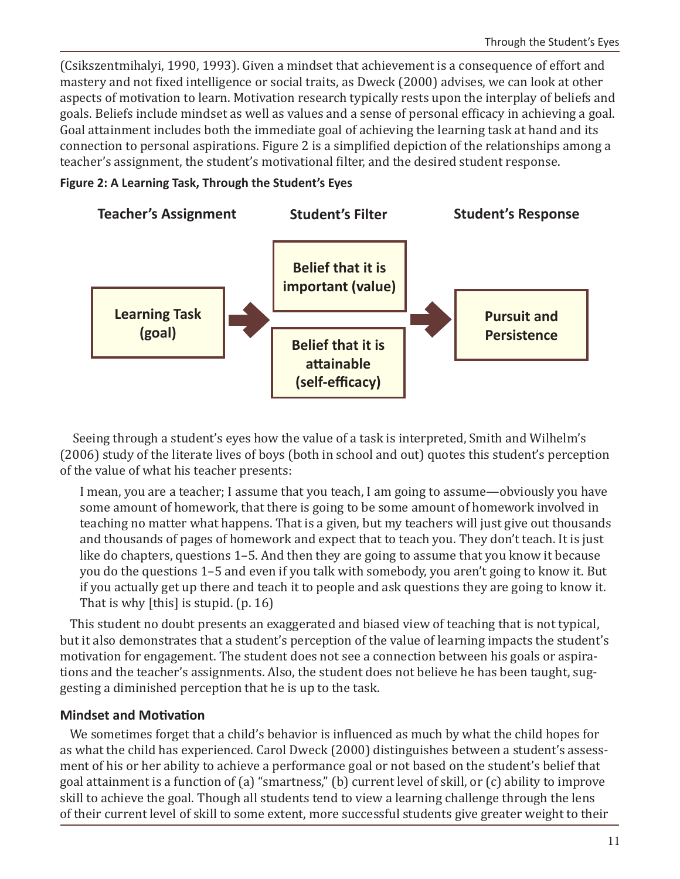(Csikszentmihalyi, 1990, 1993). Given a mindset that achievement is a consequence of effort and mastery and not fixed intelligence or social traits, as Dweck (2000) advises, we can look at other aspects of motivation to learn. Motivation research typically rests upon the interplay of beliefs and goals. Beliefs include mindset as well as values and a sense of personal efficacy in achieving a goal. Goal attainment includes both the immediate goal of achieving the learning task at hand and its connection to personal aspirations. Figure 2 is a simplified depiction of the relationships among a teacher's assignment, the student's motivational filter, and the desired student response.

**Figure 2: A Learning Task, Through the Student's Eyes**

| Teacher's Assignment | | Student's Filter | | Student's Response |
|---|---|---|---|---|
| Learning Task (goal) | → | Belief that it is important (value) | → | Pursuit and Persistence |
| | | Belief that it is attainable (self-efficacy) | | |

Seeing through a student's eyes how the value of a task is interpreted, Smith and Wilhelm's (2006) study of the literate lives of boys (both in school and out) quotes this student's perception of the value of what his teacher presents:

> I mean, you are a teacher; I assume that you teach, I am going to assume—obviously you have some amount of homework, that there is going to be some amount of homework involved in teaching no matter what happens. That is a given, but my teachers will just give out thousands and thousands of pages of homework and expect that to teach you. They don't teach. It is just like do chapters, questions 1–5. And then they are going to assume that you know it because you do the questions 1–5 and even if you talk with somebody, you aren't going to know it. But if you actually get up there and teach it to people and ask questions they are going to know it. That is why [this] is stupid. (p. 16)

This student no doubt presents an exaggerated and biased view of teaching that is not typical, but it also demonstrates that a student's perception of the value of learning impacts the student's motivation for engagement. The student does not see a connection between his goals or aspirations and the teacher's assignments. Also, the student does not believe he has been taught, suggesting a diminished perception that he is up to the task.

### Mindset and Motivation

We sometimes forget that a child's behavior is influenced as much by what the child hopes for as what the child has experienced. Carol Dweck (2000) distinguishes between a student's assessment of his or her ability to achieve a performance goal or not based on the student's belief that goal attainment is a function of (a) "smartness," (b) current level of skill, or (c) ability to improve skill to achieve the goal. Though all students tend to view a learning challenge through the lens of their current level of skill to some extent, more successful students give greater weight to their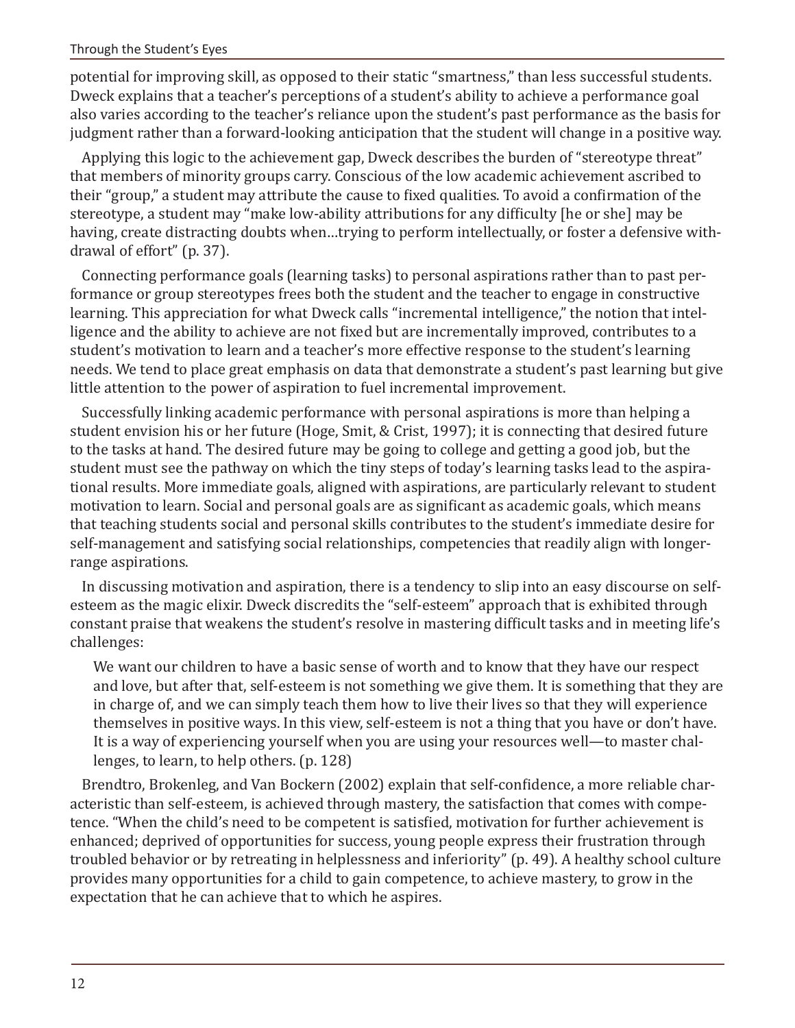potential for improving skill, as opposed to their static "smartness," than less successful students. Dweck explains that a teacher's perceptions of a student's ability to achieve a performance goal also varies according to the teacher's reliance upon the student's past performance as the basis for judgment rather than a forward-looking anticipation that the student will change in a positive way.

Applying this logic to the achievement gap, Dweck describes the burden of "stereotype threat" that members of minority groups carry. Conscious of the low academic achievement ascribed to their "group," a student may attribute the cause to fixed qualities. To avoid a confirmation of the stereotype, a student may "make low-ability attributions for any difficulty [he or she] may be having, create distracting doubts when…trying to perform intellectually, or foster a defensive withdrawal of effort" (p. 37).

Connecting performance goals (learning tasks) to personal aspirations rather than to past performance or group stereotypes frees both the student and the teacher to engage in constructive learning. This appreciation for what Dweck calls "incremental intelligence," the notion that intelligence and the ability to achieve are not fixed but are incrementally improved, contributes to a student's motivation to learn and a teacher's more effective response to the student's learning needs. We tend to place great emphasis on data that demonstrate a student's past learning but give little attention to the power of aspiration to fuel incremental improvement.

Successfully linking academic performance with personal aspirations is more than helping a student envision his or her future (Hoge, Smit, & Crist, 1997); it is connecting that desired future to the tasks at hand. The desired future may be going to college and getting a good job, but the student must see the pathway on which the tiny steps of today's learning tasks lead to the aspirational results. More immediate goals, aligned with aspirations, are particularly relevant to student motivation to learn. Social and personal goals are as significant as academic goals, which means that teaching students social and personal skills contributes to the student's immediate desire for self-management and satisfying social relationships, competencies that readily align with longer-range aspirations.

In discussing motivation and aspiration, there is a tendency to slip into an easy discourse on self-esteem as the magic elixir. Dweck discredits the "self-esteem" approach that is exhibited through constant praise that weakens the student's resolve in mastering difficult tasks and in meeting life's challenges:

> We want our children to have a basic sense of worth and to know that they have our respect and love, but after that, self-esteem is not something we give them. It is something that they are in charge of, and we can simply teach them how to live their lives so that they will experience themselves in positive ways. In this view, self-esteem is not a thing that you have or don't have. It is a way of experiencing yourself when you are using your resources well—to master challenges, to learn, to help others. (p. 128)

Brendtro, Brokenleg, and Van Bockern (2002) explain that self-confidence, a more reliable characteristic than self-esteem, is achieved through mastery, the satisfaction that comes with competence. "When the child's need to be competent is satisfied, motivation for further achievement is enhanced; deprived of opportunities for success, young people express their frustration through troubled behavior or by retreating in helplessness and inferiority" (p. 49). A healthy school culture provides many opportunities for a child to gain competence, to achieve mastery, to grow in the expectation that he can achieve that to which he aspires.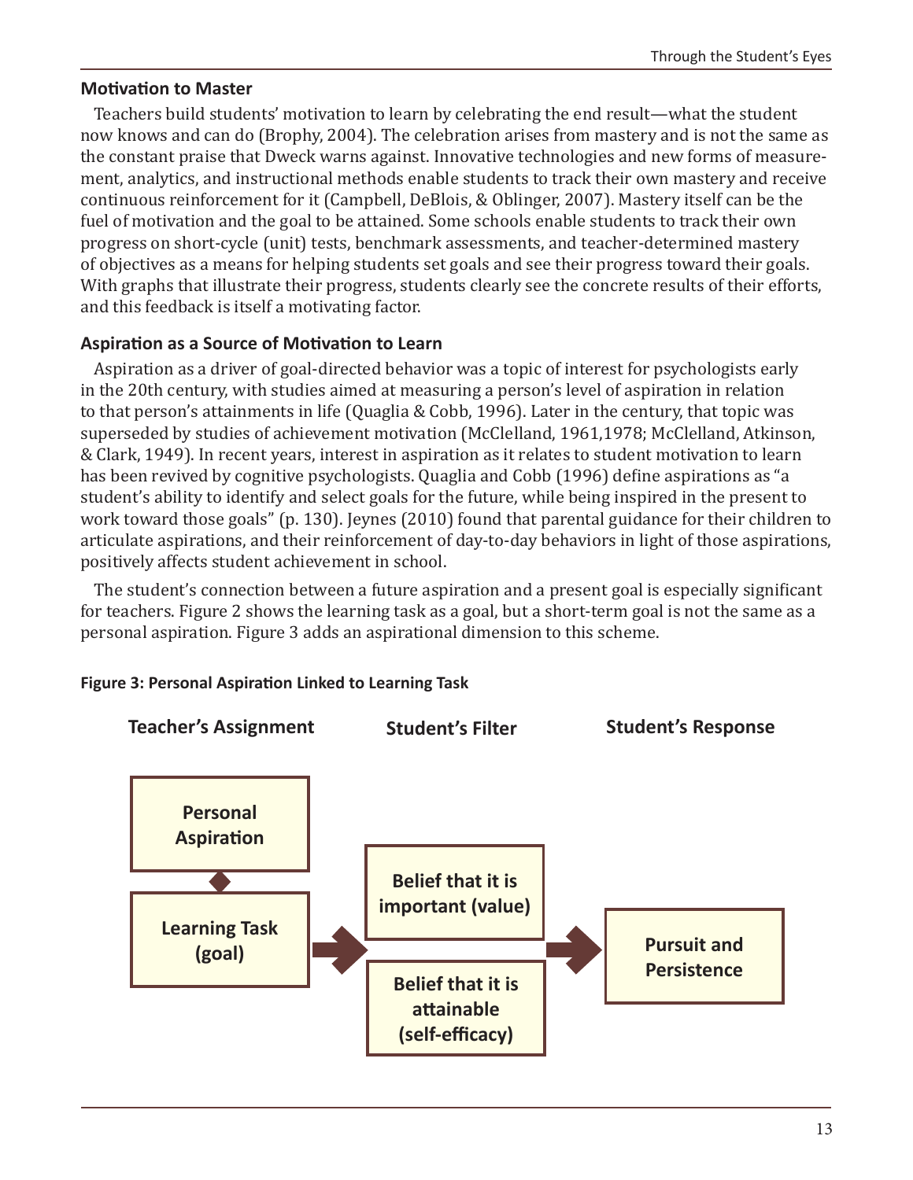### Motivation to Master

Teachers build students' motivation to learn by celebrating the end result—what the student now knows and can do (Brophy, 2004). The celebration arises from mastery and is not the same as the constant praise that Dweck warns against. Innovative technologies and new forms of measurement, analytics, and instructional methods enable students to track their own mastery and receive continuous reinforcement for it (Campbell, DeBlois, & Oblinger, 2007). Mastery itself can be the fuel of motivation and the goal to be attained. Some schools enable students to track their own progress on short-cycle (unit) tests, benchmark assessments, and teacher-determined mastery of objectives as a means for helping students set goals and see their progress toward their goals. With graphs that illustrate their progress, students clearly see the concrete results of their efforts, and this feedback is itself a motivating factor.

### Aspiration as a Source of Motivation to Learn

Aspiration as a driver of goal-directed behavior was a topic of interest for psychologists early in the 20th century, with studies aimed at measuring a person's level of aspiration in relation to that person's attainments in life (Quaglia & Cobb, 1996). Later in the century, that topic was superseded by studies of achievement motivation (McClelland, 1961,1978; McClelland, Atkinson, & Clark, 1949). In recent years, interest in aspiration as it relates to student motivation to learn has been revived by cognitive psychologists. Quaglia and Cobb (1996) define aspirations as "a student's ability to identify and select goals for the future, while being inspired in the present to work toward those goals" (p. 130). Jeynes (2010) found that parental guidance for their children to articulate aspirations, and their reinforcement of day-to-day behaviors in light of those aspirations, positively affects student achievement in school.

The student's connection between a future aspiration and a present goal is especially significant for teachers. Figure 2 shows the learning task as a goal, but a short-term goal is not the same as a personal aspiration. Figure 3 adds an aspirational dimension to this scheme.

**Figure 3: Personal Aspiration Linked to Learning Task**

| Teacher's Assignment | Student's Filter | Student's Response |
| --- | --- | --- |
| Personal Aspiration ◆ Learning Task (goal) → | Belief that it is important (value); Belief that it is attainable (self-efficacy) → | Pursuit and Persistence |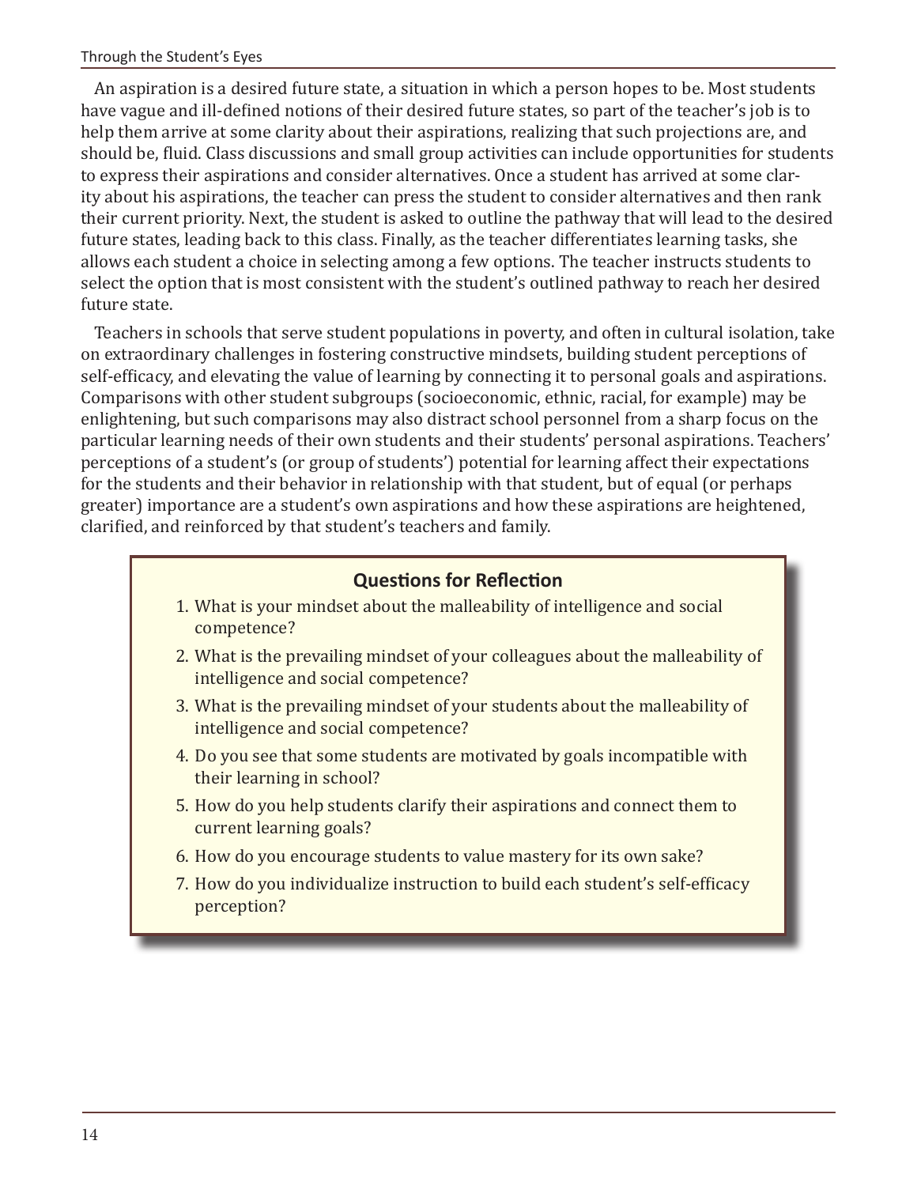An aspiration is a desired future state, a situation in which a person hopes to be. Most students have vague and ill-defined notions of their desired future states, so part of the teacher's job is to help them arrive at some clarity about their aspirations, realizing that such projections are, and should be, fluid. Class discussions and small group activities can include opportunities for students to express their aspirations and consider alternatives. Once a student has arrived at some clarity about his aspirations, the teacher can press the student to consider alternatives and then rank their current priority. Next, the student is asked to outline the pathway that will lead to the desired future states, leading back to this class. Finally, as the teacher differentiates learning tasks, she allows each student a choice in selecting among a few options. The teacher instructs students to select the option that is most consistent with the student's outlined pathway to reach her desired future state.

Teachers in schools that serve student populations in poverty, and often in cultural isolation, take on extraordinary challenges in fostering constructive mindsets, building student perceptions of self-efficacy, and elevating the value of learning by connecting it to personal goals and aspirations. Comparisons with other student subgroups (socioeconomic, ethnic, racial, for example) may be enlightening, but such comparisons may also distract school personnel from a sharp focus on the particular learning needs of their own students and their students' personal aspirations. Teachers' perceptions of a student's (or group of students') potential for learning affect their expectations for the students and their behavior in relationship with that student, but of equal (or perhaps greater) importance are a student's own aspirations and how these aspirations are heightened, clarified, and reinforced by that student's teachers and family.

### Questions for Reflection

1. What is your mindset about the malleability of intelligence and social competence?
2. What is the prevailing mindset of your colleagues about the malleability of intelligence and social competence?
3. What is the prevailing mindset of your students about the malleability of intelligence and social competence?
4. Do you see that some students are motivated by goals incompatible with their learning in school?
5. How do you help students clarify their aspirations and connect them to current learning goals?
6. How do you encourage students to value mastery for its own sake?
7. How do you individualize instruction to build each student's self-efficacy perception?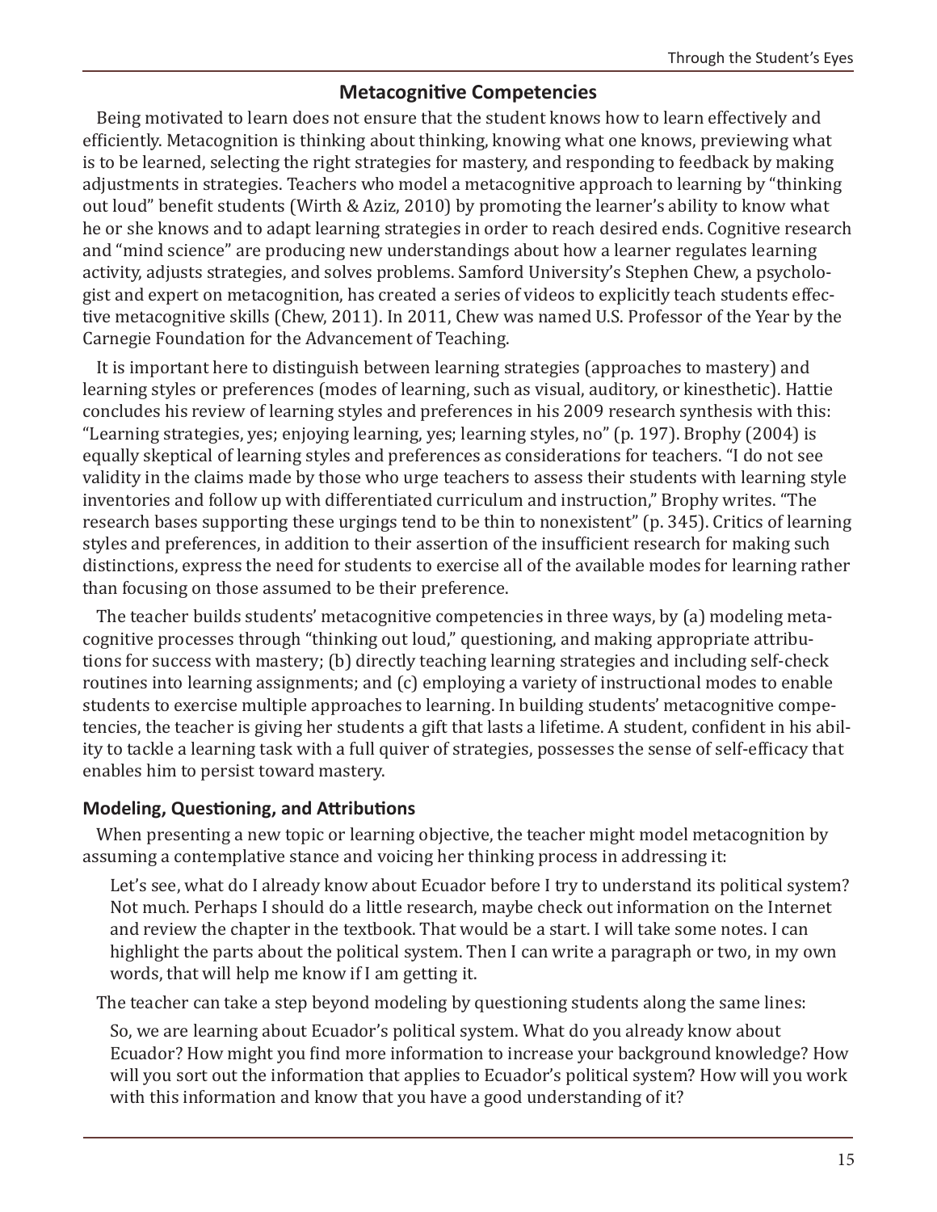## Metacognitive Competencies

Being motivated to learn does not ensure that the student knows how to learn effectively and efficiently. Metacognition is thinking about thinking, knowing what one knows, previewing what is to be learned, selecting the right strategies for mastery, and responding to feedback by making adjustments in strategies. Teachers who model a metacognitive approach to learning by "thinking out loud" benefit students (Wirth & Aziz, 2010) by promoting the learner's ability to know what he or she knows and to adapt learning strategies in order to reach desired ends. Cognitive research and "mind science" are producing new understandings about how a learner regulates learning activity, adjusts strategies, and solves problems. Samford University's Stephen Chew, a psychologist and expert on metacognition, has created a series of videos to explicitly teach students effective metacognitive skills (Chew, 2011). In 2011, Chew was named U.S. Professor of the Year by the Carnegie Foundation for the Advancement of Teaching.

It is important here to distinguish between learning strategies (approaches to mastery) and learning styles or preferences (modes of learning, such as visual, auditory, or kinesthetic). Hattie concludes his review of learning styles and preferences in his 2009 research synthesis with this: "Learning strategies, yes; enjoying learning, yes; learning styles, no" (p. 197). Brophy (2004) is equally skeptical of learning styles and preferences as considerations for teachers. "I do not see validity in the claims made by those who urge teachers to assess their students with learning style inventories and follow up with differentiated curriculum and instruction," Brophy writes. "The research bases supporting these urgings tend to be thin to nonexistent" (p. 345). Critics of learning styles and preferences, in addition to their assertion of the insufficient research for making such distinctions, express the need for students to exercise all of the available modes for learning rather than focusing on those assumed to be their preference.

The teacher builds students' metacognitive competencies in three ways, by (a) modeling metacognitive processes through "thinking out loud," questioning, and making appropriate attributions for success with mastery; (b) directly teaching learning strategies and including self-check routines into learning assignments; and (c) employing a variety of instructional modes to enable students to exercise multiple approaches to learning. In building students' metacognitive competencies, the teacher is giving her students a gift that lasts a lifetime. A student, confident in his ability to tackle a learning task with a full quiver of strategies, possesses the sense of self-efficacy that enables him to persist toward mastery.

### Modeling, Questioning, and Attributions

When presenting a new topic or learning objective, the teacher might model metacognition by assuming a contemplative stance and voicing her thinking process in addressing it:

> Let's see, what do I already know about Ecuador before I try to understand its political system? Not much. Perhaps I should do a little research, maybe check out information on the Internet and review the chapter in the textbook. That would be a start. I will take some notes. I can highlight the parts about the political system. Then I can write a paragraph or two, in my own words, that will help me know if I am getting it.

The teacher can take a step beyond modeling by questioning students along the same lines:

> So, we are learning about Ecuador's political system. What do you already know about Ecuador? How might you find more information to increase your background knowledge? How will you sort out the information that applies to Ecuador's political system? How will you work with this information and know that you have a good understanding of it?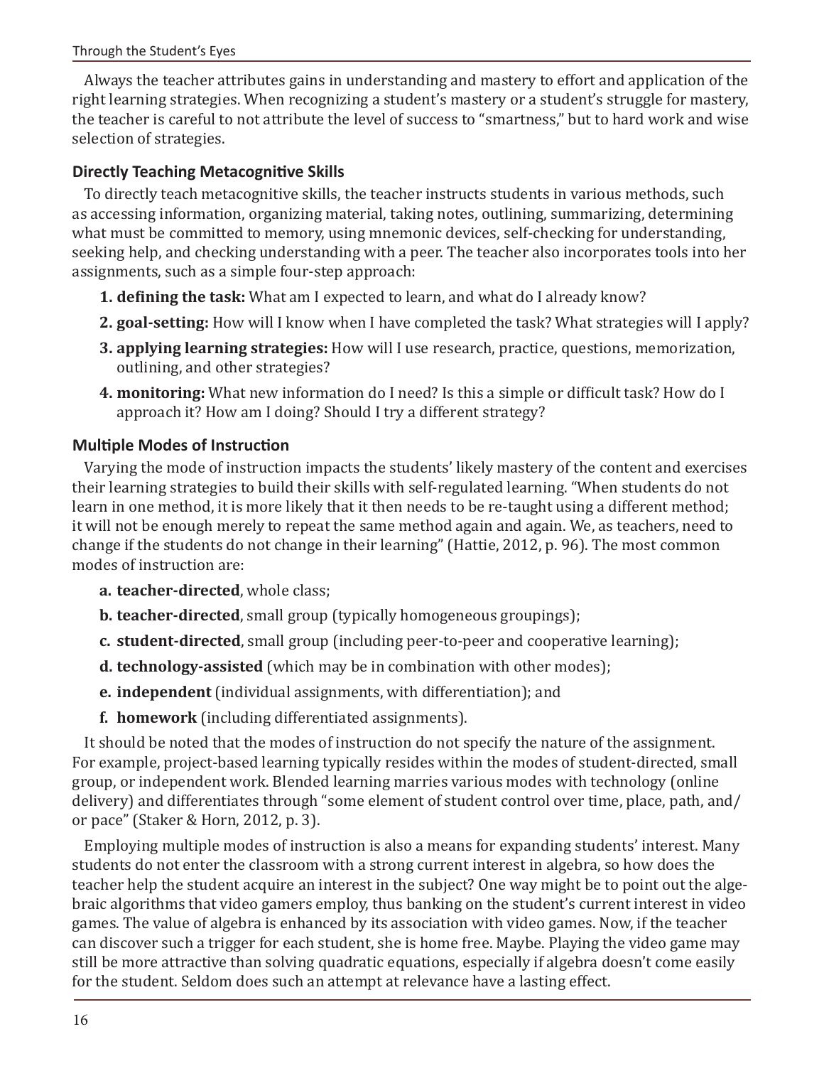Always the teacher attributes gains in understanding and mastery to effort and application of the right learning strategies. When recognizing a student's mastery or a student's struggle for mastery, the teacher is careful to not attribute the level of success to "smartness," but to hard work and wise selection of strategies.

### Directly Teaching Metacognitive Skills

To directly teach metacognitive skills, the teacher instructs students in various methods, such as accessing information, organizing material, taking notes, outlining, summarizing, determining what must be committed to memory, using mnemonic devices, self-checking for understanding, seeking help, and checking understanding with a peer. The teacher also incorporates tools into her assignments, such as a simple four-step approach:

1. **defining the task:** What am I expected to learn, and what do I already know?
2. **goal-setting:** How will I know when I have completed the task? What strategies will I apply?
3. **applying learning strategies:** How will I use research, practice, questions, memorization, outlining, and other strategies?
4. **monitoring:** What new information do I need? Is this a simple or difficult task? How do I approach it? How am I doing? Should I try a different strategy?

### Multiple Modes of Instruction

Varying the mode of instruction impacts the students' likely mastery of the content and exercises their learning strategies to build their skills with self-regulated learning. "When students do not learn in one method, it is more likely that it then needs to be re-taught using a different method; it will not be enough merely to repeat the same method again and again. We, as teachers, need to change if the students do not change in their learning" (Hattie, 2012, p. 96). The most common modes of instruction are:

a. **teacher-directed**, whole class;
b. **teacher-directed**, small group (typically homogeneous groupings);
c. **student-directed**, small group (including peer-to-peer and cooperative learning);
d. **technology-assisted** (which may be in combination with other modes);
e. **independent** (individual assignments, with differentiation); and
f. **homework** (including differentiated assignments).

It should be noted that the modes of instruction do not specify the nature of the assignment. For example, project-based learning typically resides within the modes of student-directed, small group, or independent work. Blended learning marries various modes with technology (online delivery) and differentiates through "some element of student control over time, place, path, and/or pace" (Staker & Horn, 2012, p. 3).

Employing multiple modes of instruction is also a means for expanding students' interest. Many students do not enter the classroom with a strong current interest in algebra, so how does the teacher help the student acquire an interest in the subject? One way might be to point out the algebraic algorithms that video gamers employ, thus banking on the student's current interest in video games. The value of algebra is enhanced by its association with video games. Now, if the teacher can discover such a trigger for each student, she is home free. Maybe. Playing the video game may still be more attractive than solving quadratic equations, especially if algebra doesn't come easily for the student. Seldom does such an attempt at relevance have a lasting effect.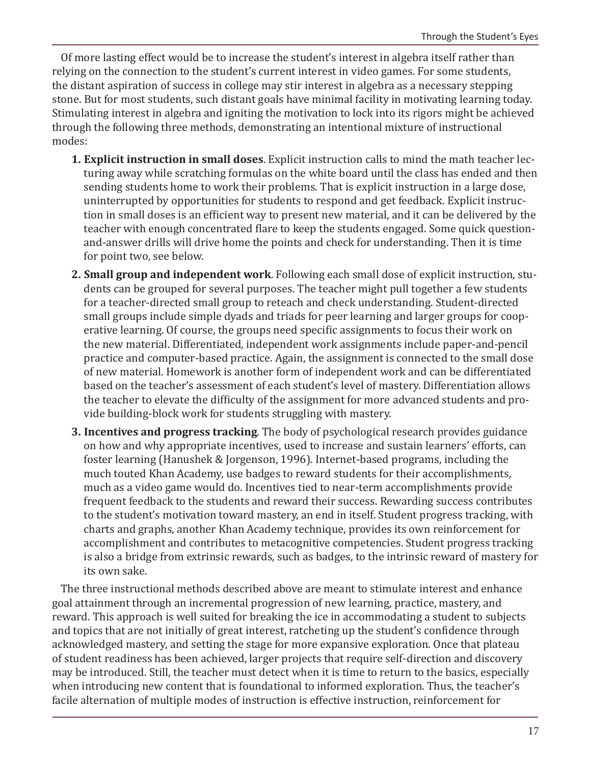Of more lasting effect would be to increase the student's interest in algebra itself rather than relying on the connection to the student's current interest in video games. For some students, the distant aspiration of success in college may stir interest in algebra as a necessary stepping stone. But for most students, such distant goals have minimal facility in motivating learning today. Stimulating interest in algebra and igniting the motivation to lock into its rigors might be achieved through the following three methods, demonstrating an intentional mixture of instructional modes:

1. **Explicit instruction in small doses**. Explicit instruction calls to mind the math teacher lecturing away while scratching formulas on the white board until the class has ended and then sending students home to work their problems. That is explicit instruction in a large dose, uninterrupted by opportunities for students to respond and get feedback. Explicit instruction in small doses is an efficient way to present new material, and it can be delivered by the teacher with enough concentrated flare to keep the students engaged. Some quick question-and-answer drills will drive home the points and check for understanding. Then it is time for point two, see below.
2. **Small group and independent work**. Following each small dose of explicit instruction, students can be grouped for several purposes. The teacher might pull together a few students for a teacher-directed small group to reteach and check understanding. Student-directed small groups include simple dyads and triads for peer learning and larger groups for cooperative learning. Of course, the groups need specific assignments to focus their work on the new material. Differentiated, independent work assignments include paper-and-pencil practice and computer-based practice. Again, the assignment is connected to the small dose of new material. Homework is another form of independent work and can be differentiated based on the teacher's assessment of each student's level of mastery. Differentiation allows the teacher to elevate the difficulty of the assignment for more advanced students and provide building-block work for students struggling with mastery.
3. **Incentives and progress tracking**. The body of psychological research provides guidance on how and why appropriate incentives, used to increase and sustain learners' efforts, can foster learning (Hanushek & Jorgenson, 1996). Internet-based programs, including the much touted Khan Academy, use badges to reward students for their accomplishments, much as a video game would do. Incentives tied to near-term accomplishments provide frequent feedback to the students and reward their success. Rewarding success contributes to the student's motivation toward mastery, an end in itself. Student progress tracking, with charts and graphs, another Khan Academy technique, provides its own reinforcement for accomplishment and contributes to metacognitive competencies. Student progress tracking is also a bridge from extrinsic rewards, such as badges, to the intrinsic reward of mastery for its own sake.

The three instructional methods described above are meant to stimulate interest and enhance goal attainment through an incremental progression of new learning, practice, mastery, and reward. This approach is well suited for breaking the ice in accommodating a student to subjects and topics that are not initially of great interest, ratcheting up the student's confidence through acknowledged mastery, and setting the stage for more expansive exploration. Once that plateau of student readiness has been achieved, larger projects that require self-direction and discovery may be introduced. Still, the teacher must detect when it is time to return to the basics, especially when introducing new content that is foundational to informed exploration. Thus, the teacher's facile alternation of multiple modes of instruction is effective instruction, reinforcement for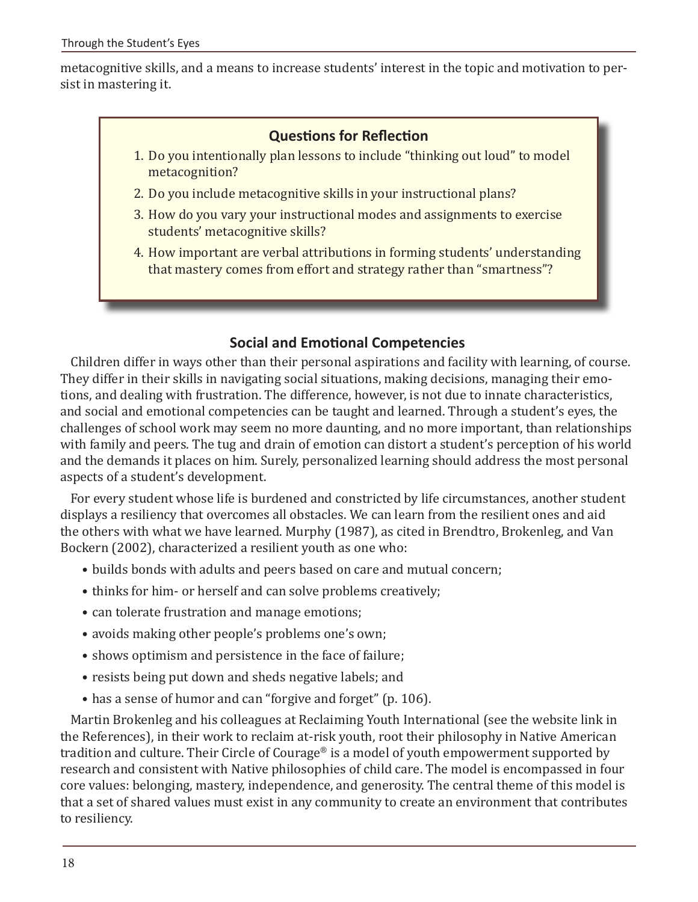metacognitive skills, and a means to increase students' interest in the topic and motivation to persist in mastering it.

> **Questions for Reflection**
>
> 1. Do you intentionally plan lessons to include "thinking out loud" to model metacognition?
> 2. Do you include metacognitive skills in your instructional plans?
> 3. How do you vary your instructional modes and assignments to exercise students' metacognitive skills?
> 4. How important are verbal attributions in forming students' understanding that mastery comes from effort and strategy rather than "smartness"?

## Social and Emotional Competencies

Children differ in ways other than their personal aspirations and facility with learning, of course. They differ in their skills in navigating social situations, making decisions, managing their emotions, and dealing with frustration. The difference, however, is not due to innate characteristics, and social and emotional competencies can be taught and learned. Through a student's eyes, the challenges of school work may seem no more daunting, and no more important, than relationships with family and peers. The tug and drain of emotion can distort a student's perception of his world and the demands it places on him. Surely, personalized learning should address the most personal aspects of a student's development.

For every student whose life is burdened and constricted by life circumstances, another student displays a resiliency that overcomes all obstacles. We can learn from the resilient ones and aid the others with what we have learned. Murphy (1987), as cited in Brendtro, Brokenleg, and Van Bockern (2002), characterized a resilient youth as one who:

- builds bonds with adults and peers based on care and mutual concern;
- thinks for him- or herself and can solve problems creatively;
- can tolerate frustration and manage emotions;
- avoids making other people's problems one's own;
- shows optimism and persistence in the face of failure;
- resists being put down and sheds negative labels; and
- has a sense of humor and can "forgive and forget" (p. 106).

Martin Brokenleg and his colleagues at Reclaiming Youth International (see the website link in the References), in their work to reclaim at-risk youth, root their philosophy in Native American tradition and culture. Their Circle of Courage® is a model of youth empowerment supported by research and consistent with Native philosophies of child care. The model is encompassed in four core values: belonging, mastery, independence, and generosity. The central theme of this model is that a set of shared values must exist in any community to create an environment that contributes to resiliency.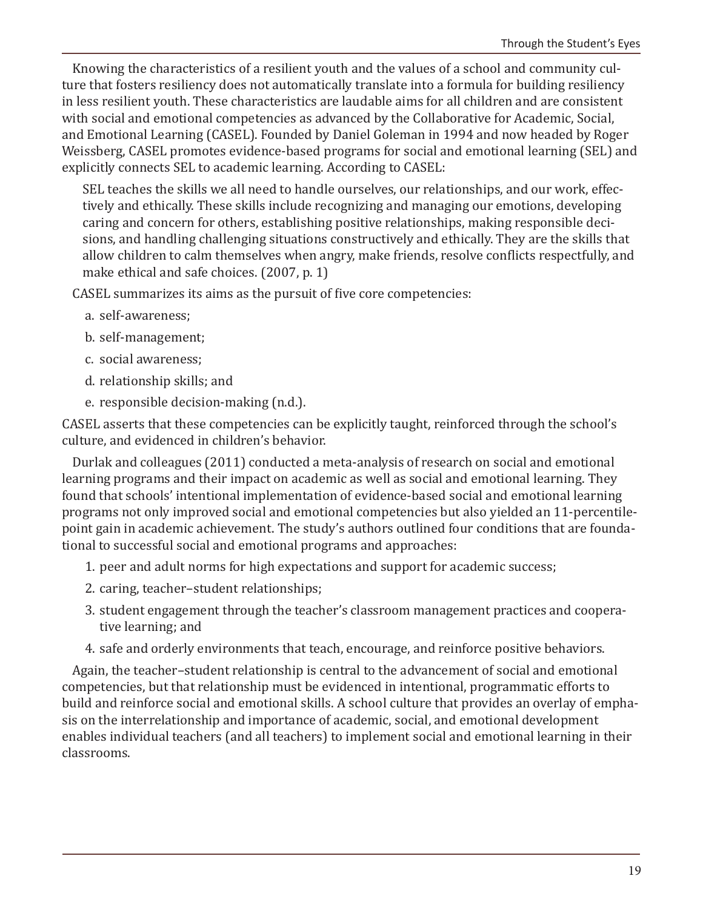Knowing the characteristics of a resilient youth and the values of a school and community culture that fosters resiliency does not automatically translate into a formula for building resiliency in less resilient youth. These characteristics are laudable aims for all children and are consistent with social and emotional competencies as advanced by the Collaborative for Academic, Social, and Emotional Learning (CASEL). Founded by Daniel Goleman in 1994 and now headed by Roger Weissberg, CASEL promotes evidence-based programs for social and emotional learning (SEL) and explicitly connects SEL to academic learning. According to CASEL:

> SEL teaches the skills we all need to handle ourselves, our relationships, and our work, effectively and ethically. These skills include recognizing and managing our emotions, developing caring and concern for others, establishing positive relationships, making responsible decisions, and handling challenging situations constructively and ethically. They are the skills that allow children to calm themselves when angry, make friends, resolve conflicts respectfully, and make ethical and safe choices. (2007, p. 1)

CASEL summarizes its aims as the pursuit of five core competencies:

a. self-awareness;

b. self-management;

c. social awareness;

d. relationship skills; and

e. responsible decision-making (n.d.).

CASEL asserts that these competencies can be explicitly taught, reinforced through the school's culture, and evidenced in children's behavior.

Durlak and colleagues (2011) conducted a meta-analysis of research on social and emotional learning programs and their impact on academic as well as social and emotional learning. They found that schools' intentional implementation of evidence-based social and emotional learning programs not only improved social and emotional competencies but also yielded an 11-percentile-point gain in academic achievement. The study's authors outlined four conditions that are foundational to successful social and emotional programs and approaches:

1. peer and adult norms for high expectations and support for academic success;
2. caring, teacher–student relationships;
3. student engagement through the teacher's classroom management practices and cooperative learning; and
4. safe and orderly environments that teach, encourage, and reinforce positive behaviors.

Again, the teacher–student relationship is central to the advancement of social and emotional competencies, but that relationship must be evidenced in intentional, programmatic efforts to build and reinforce social and emotional skills. A school culture that provides an overlay of emphasis on the interrelationship and importance of academic, social, and emotional development enables individual teachers (and all teachers) to implement social and emotional learning in their classrooms.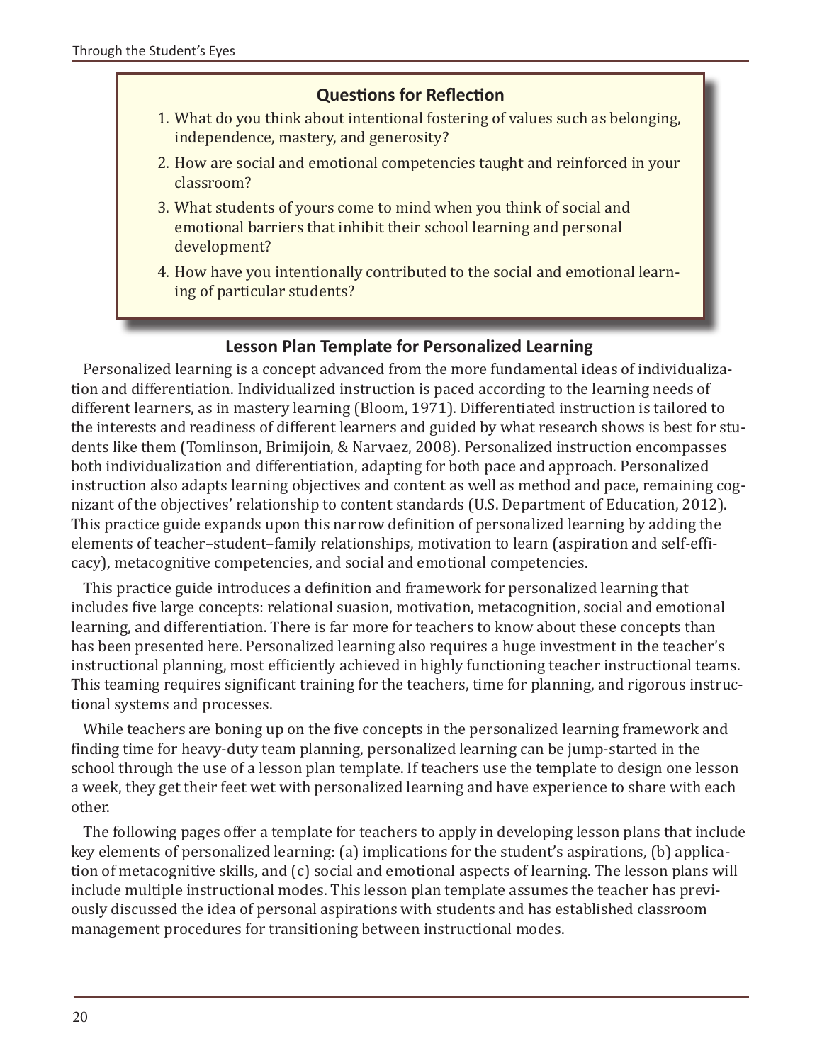### Questions for Reflection

1. What do you think about intentional fostering of values such as belonging, independence, mastery, and generosity?
2. How are social and emotional competencies taught and reinforced in your classroom?
3. What students of yours come to mind when you think of social and emotional barriers that inhibit their school learning and personal development?
4. How have you intentionally contributed to the social and emotional learning of particular students?

## Lesson Plan Template for Personalized Learning

Personalized learning is a concept advanced from the more fundamental ideas of individualization and differentiation. Individualized instruction is paced according to the learning needs of different learners, as in mastery learning (Bloom, 1971). Differentiated instruction is tailored to the interests and readiness of different learners and guided by what research shows is best for students like them (Tomlinson, Brimijoin, & Narvaez, 2008). Personalized instruction encompasses both individualization and differentiation, adapting for both pace and approach. Personalized instruction also adapts learning objectives and content as well as method and pace, remaining cognizant of the objectives' relationship to content standards (U.S. Department of Education, 2012). This practice guide expands upon this narrow definition of personalized learning by adding the elements of teacher–student–family relationships, motivation to learn (aspiration and self-efficacy), metacognitive competencies, and social and emotional competencies.

This practice guide introduces a definition and framework for personalized learning that includes five large concepts: relational suasion, motivation, metacognition, social and emotional learning, and differentiation. There is far more for teachers to know about these concepts than has been presented here. Personalized learning also requires a huge investment in the teacher's instructional planning, most efficiently achieved in highly functioning teacher instructional teams. This teaming requires significant training for the teachers, time for planning, and rigorous instructional systems and processes.

While teachers are boning up on the five concepts in the personalized learning framework and finding time for heavy-duty team planning, personalized learning can be jump-started in the school through the use of a lesson plan template. If teachers use the template to design one lesson a week, they get their feet wet with personalized learning and have experience to share with each other.

The following pages offer a template for teachers to apply in developing lesson plans that include key elements of personalized learning: (a) implications for the student's aspirations, (b) application of metacognitive skills, and (c) social and emotional aspects of learning. The lesson plans will include multiple instructional modes. This lesson plan template assumes the teacher has previously discussed the idea of personal aspirations with students and has established classroom management procedures for transitioning between instructional modes.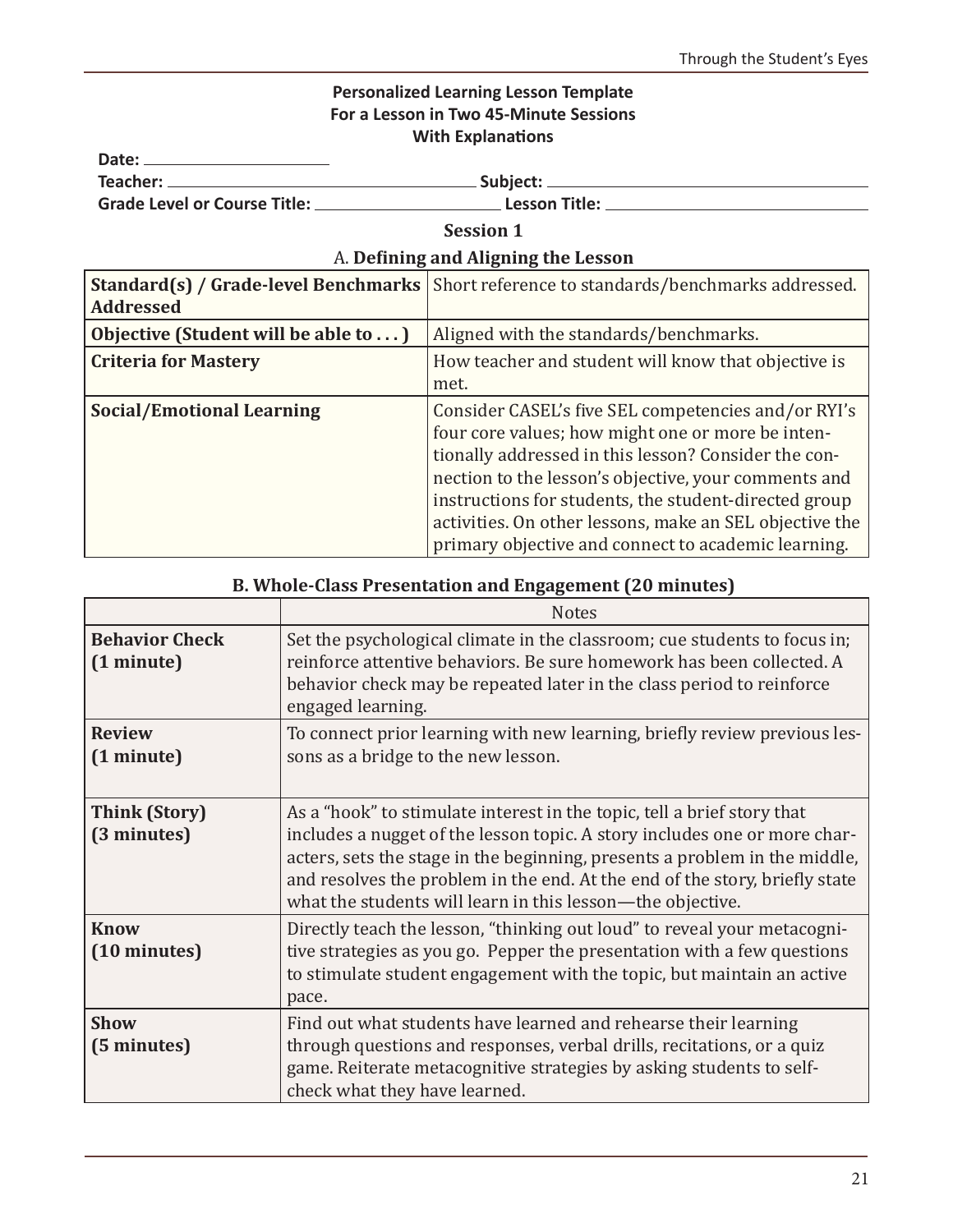**Personalized Learning Lesson Template**
**For a Lesson in Two 45-Minute Sessions**
**With Explanations**

**Date:** ______________________

**Teacher:** ______________________ **Subject:** ______________________

**Grade Level or Course Title:** ______________________ **Lesson Title:** ______________________

## Session 1

### A. Defining and Aligning the Lesson

| | |
|---|---|
| **Standard(s) / Grade-level Benchmarks Addressed** | Short reference to standards/benchmarks addressed. |
| **Objective (Student will be able to . . . )** | Aligned with the standards/benchmarks. |
| **Criteria for Mastery** | How teacher and student will know that objective is met. |
| **Social/Emotional Learning** | Consider CASEL's five SEL competencies and/or RYI's four core values; how might one or more be intentionally addressed in this lesson? Consider the connection to the lesson's objective, your comments and instructions for students, the student-directed group activities. On other lessons, make an SEL objective the primary objective and connect to academic learning. |

### B. Whole-Class Presentation and Engagement (20 minutes)

| | Notes |
|---|---|
| **Behavior Check (1 minute)** | Set the psychological climate in the classroom; cue students to focus in; reinforce attentive behaviors. Be sure homework has been collected. A behavior check may be repeated later in the class period to reinforce engaged learning. |
| **Review (1 minute)** | To connect prior learning with new learning, briefly review previous lessons as a bridge to the new lesson. |
| **Think (Story) (3 minutes)** | As a "hook" to stimulate interest in the topic, tell a brief story that includes a nugget of the lesson topic. A story includes one or more characters, sets the stage in the beginning, presents a problem in the middle, and resolves the problem in the end. At the end of the story, briefly state what the students will learn in this lesson—the objective. |
| **Know (10 minutes)** | Directly teach the lesson, "thinking out loud" to reveal your metacognitive strategies as you go. Pepper the presentation with a few questions to stimulate student engagement with the topic, but maintain an active pace. |
| **Show (5 minutes)** | Find out what students have learned and rehearse their learning through questions and responses, verbal drills, recitations, or a quiz game. Reiterate metacognitive strategies by asking students to self-check what they have learned. |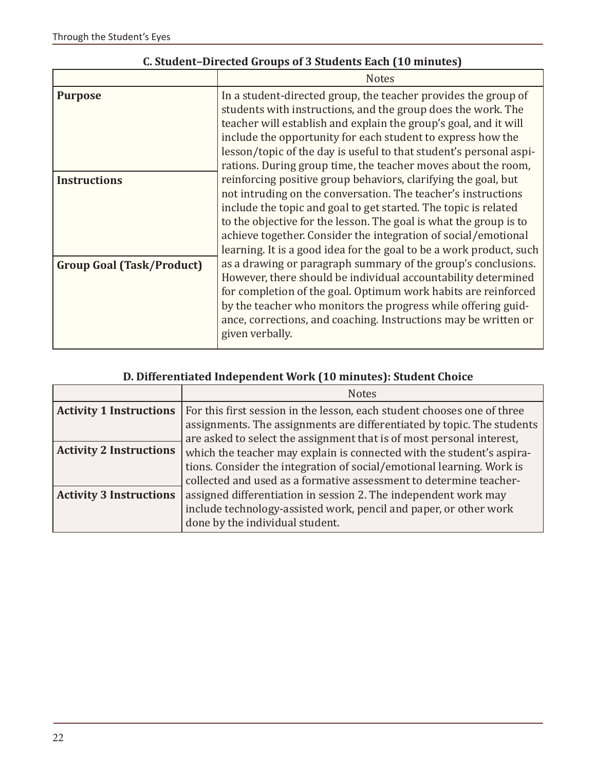**C. Student–Directed Groups of 3 Students Each (10 minutes)**

| | Notes |
|---|---|
| **Purpose** | In a student-directed group, the teacher provides the group of students with instructions, and the group does the work. The teacher will establish and explain the group's goal, and it will include the opportunity for each student to express how the lesson/topic of the day is useful to that student's personal aspirations. During group time, the teacher moves about the room, reinforcing positive group behaviors, clarifying the goal, but not intruding on the conversation. The teacher's instructions include the topic and goal to get started. The topic is related to the objective for the lesson. The goal is what the group is to achieve together. Consider the integration of social/emotional learning. It is a good idea for the goal to be a work product, such as a drawing or paragraph summary of the group's conclusions. However, there should be individual accountability determined for completion of the goal. Optimum work habits are reinforced by the teacher who monitors the progress while offering guidance, corrections, and coaching. Instructions may be written or given verbally. |
| **Instructions** | |
| **Group Goal (Task/Product)** | |

**D. Differentiated Independent Work (10 minutes): Student Choice**

| | Notes |
|---|---|
| **Activity 1 Instructions** | For this first session in the lesson, each student chooses one of three assignments. The assignments are differentiated by topic. The students are asked to select the assignment that is of most personal interest, which the teacher may explain is connected with the student's aspirations. Consider the integration of social/emotional learning. Work is collected and used as a formative assessment to determine teacher-assigned differentiation in session 2. The independent work may include technology-assisted work, pencil and paper, or other work done by the individual student. |
| **Activity 2 Instructions** | |
| **Activity 3 Instructions** | |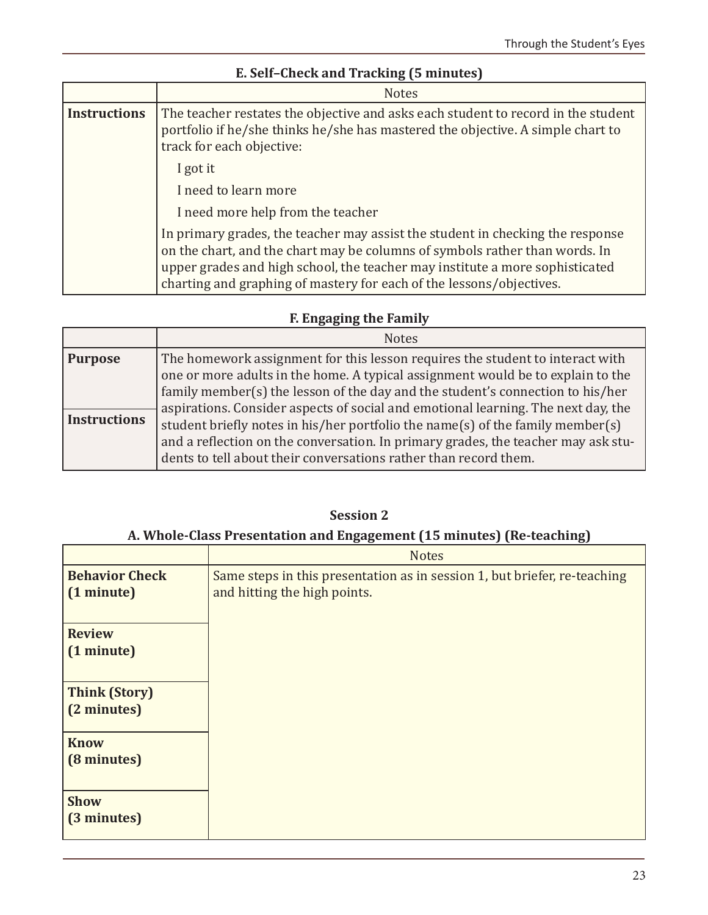### E. Self–Check and Tracking (5 minutes)

| | Notes |
|---|---|
| **Instructions** | The teacher restates the objective and asks each student to record in the student portfolio if he/she thinks he/she has mastered the objective. A simple chart to track for each objective: <br> I got it <br> I need to learn more <br> I need more help from the teacher <br> In primary grades, the teacher may assist the student in checking the response on the chart, and the chart may be columns of symbols rather than words. In upper grades and high school, the teacher may institute a more sophisticated charting and graphing of mastery for each of the lessons/objectives. |

### F. Engaging the Family

| | Notes |
|---|---|
| **Purpose** | The homework assignment for this lesson requires the student to interact with one or more adults in the home. A typical assignment would be to explain to the family member(s) the lesson of the day and the student's connection to his/her aspirations. Consider aspects of social and emotional learning. The next day, the student briefly notes in his/her portfolio the name(s) of the family member(s) and a reflection on the conversation. In primary grades, the teacher may ask students to tell about their conversations rather than record them. |
| **Instructions** | |

## Session 2

### A. Whole-Class Presentation and Engagement (15 minutes) (Re-teaching)

| | Notes |
|---|---|
| **Behavior Check (1 minute)** | Same steps in this presentation as in session 1, but briefer, re-teaching and hitting the high points. |
| **Review (1 minute)** | |
| **Think (Story) (2 minutes)** | |
| **Know (8 minutes)** | |
| **Show (3 minutes)** | |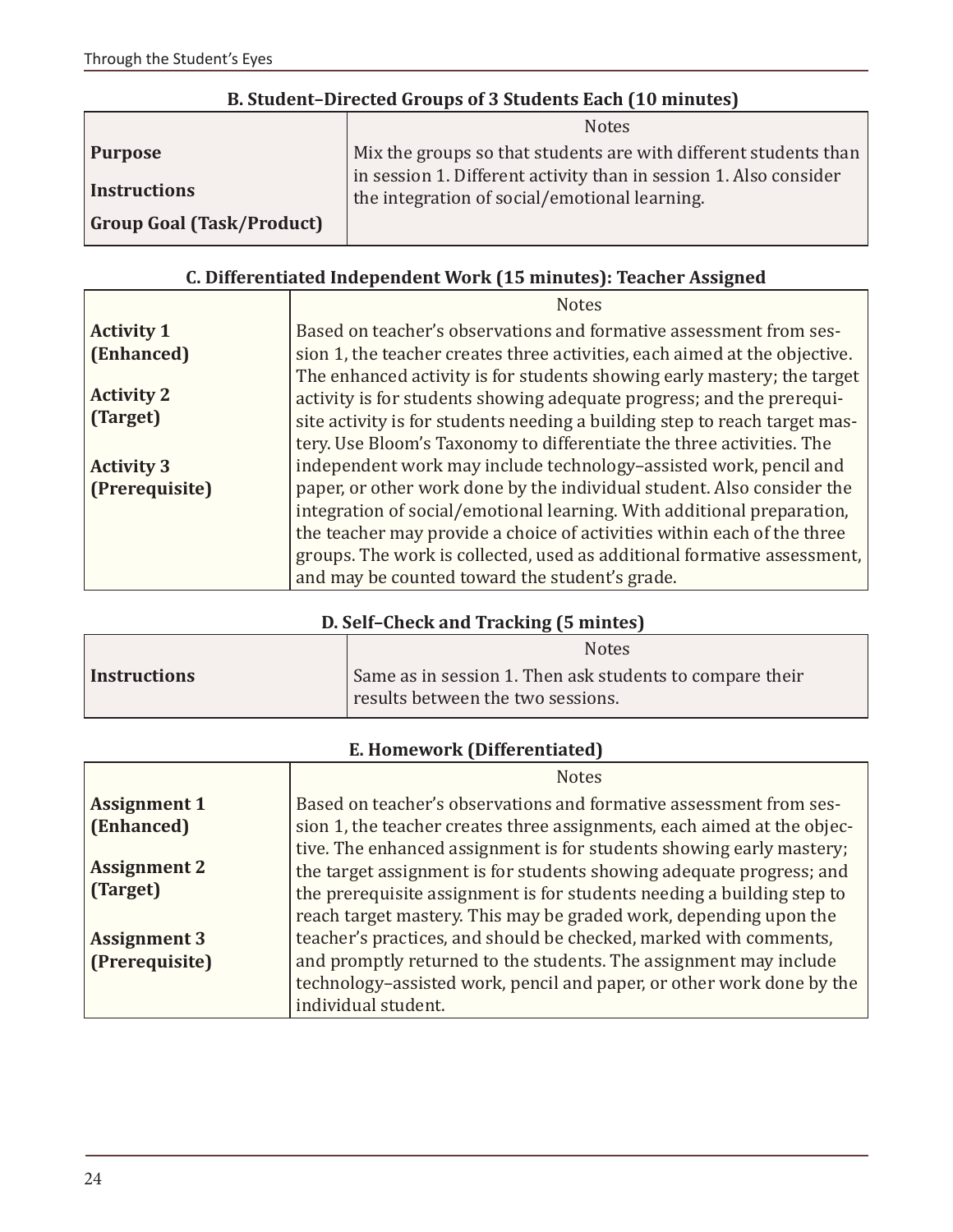### B. Student–Directed Groups of 3 Students Each (10 minutes)

| | Notes |
|---|---|
| **Purpose**<br>**Instructions**<br>**Group Goal (Task/Product)** | Mix the groups so that students are with different students than in session 1. Different activity than in session 1. Also consider the integration of social/emotional learning. |

### C. Differentiated Independent Work (15 minutes): Teacher Assigned

| | Notes |
|---|---|
| **Activity 1 (Enhanced)**<br>**Activity 2 (Target)**<br>**Activity 3 (Prerequisite)** | Based on teacher's observations and formative assessment from session 1, the teacher creates three activities, each aimed at the objective. The enhanced activity is for students showing early mastery; the target activity is for students showing adequate progress; and the prerequisite activity is for students needing a building step to reach target mastery. Use Bloom's Taxonomy to differentiate the three activities. The independent work may include technology–assisted work, pencil and paper, or other work done by the individual student. Also consider the integration of social/emotional learning. With additional preparation, the teacher may provide a choice of activities within each of the three groups. The work is collected, used as additional formative assessment, and may be counted toward the student's grade. |

### D. Self–Check and Tracking (5 mintes)

| | Notes |
|---|---|
| **Instructions** | Same as in session 1. Then ask students to compare their results between the two sessions. |

### E. Homework (Differentiated)

| | Notes |
|---|---|
| **Assignment 1 (Enhanced)**<br>**Assignment 2 (Target)**<br>**Assignment 3 (Prerequisite)** | Based on teacher's observations and formative assessment from session 1, the teacher creates three assignments, each aimed at the objective. The enhanced assignment is for students showing early mastery; the target assignment is for students showing adequate progress; and the prerequisite assignment is for students needing a building step to reach target mastery. This may be graded work, depending upon the teacher's practices, and should be checked, marked with comments, and promptly returned to the students. The assignment may include technology–assisted work, pencil and paper, or other work done by the individual student. |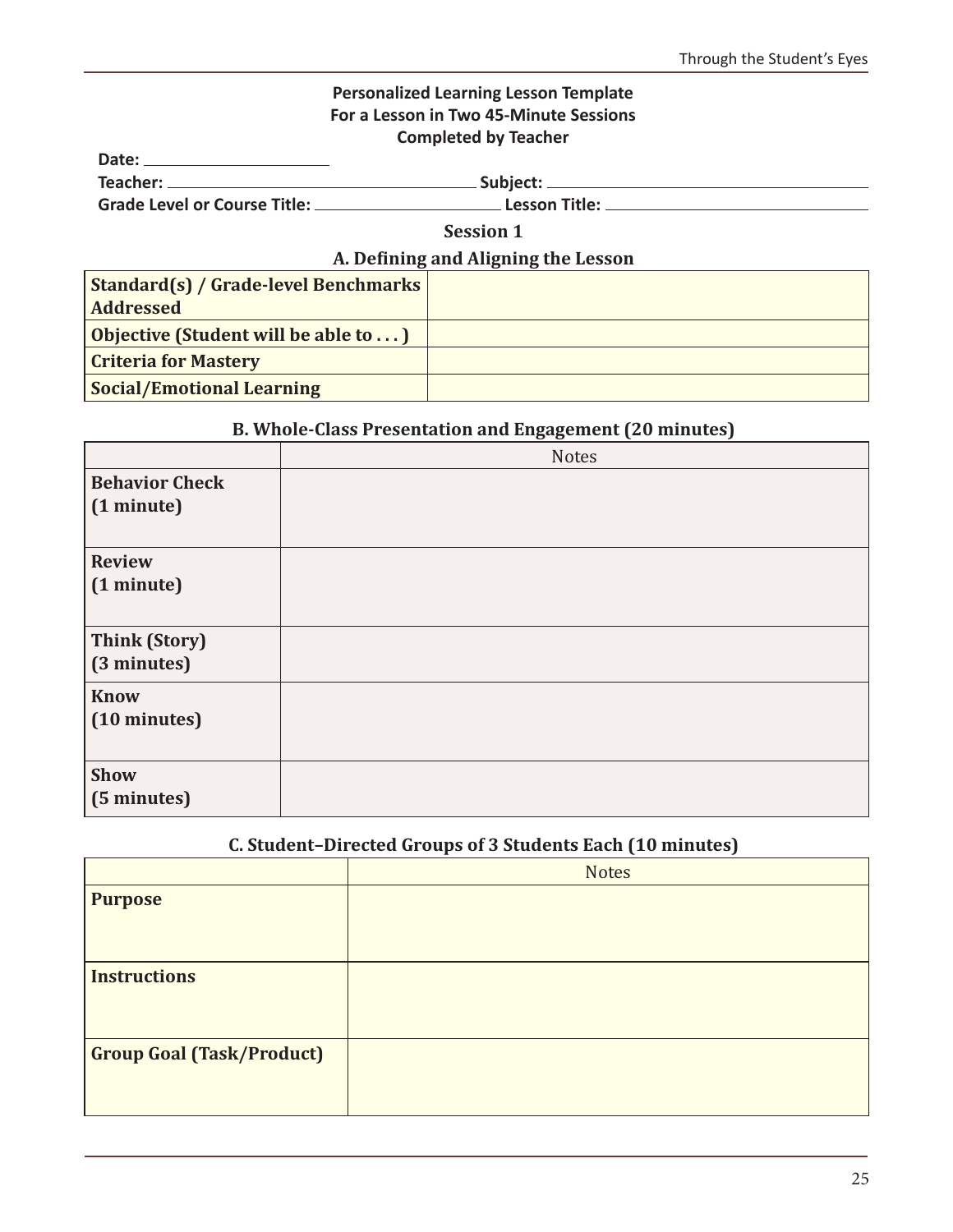**Personalized Learning Lesson Template**
**For a Lesson in Two 45-Minute Sessions**
**Completed by Teacher**

**Date:** ____________________

**Teacher:** ________________________________ **Subject:** ________________________________

**Grade Level or Course Title:** ____________________ **Lesson Title:** ____________________________

## Session 1

### A. Defining and Aligning the Lesson

| | |
|---|---|
| **Standard(s) / Grade-level Benchmarks Addressed** | |
| **Objective (Student will be able to . . . )** | |
| **Criteria for Mastery** | |
| **Social/Emotional Learning** | |

### B. Whole-Class Presentation and Engagement (20 minutes)

| | Notes |
|---|---|
| **Behavior Check (1 minute)** | |
| **Review (1 minute)** | |
| **Think (Story) (3 minutes)** | |
| **Know (10 minutes)** | |
| **Show (5 minutes)** | |

### C. Student–Directed Groups of 3 Students Each (10 minutes)

| | Notes |
|---|---|
| **Purpose** | |
| **Instructions** | |
| **Group Goal (Task/Product)** | |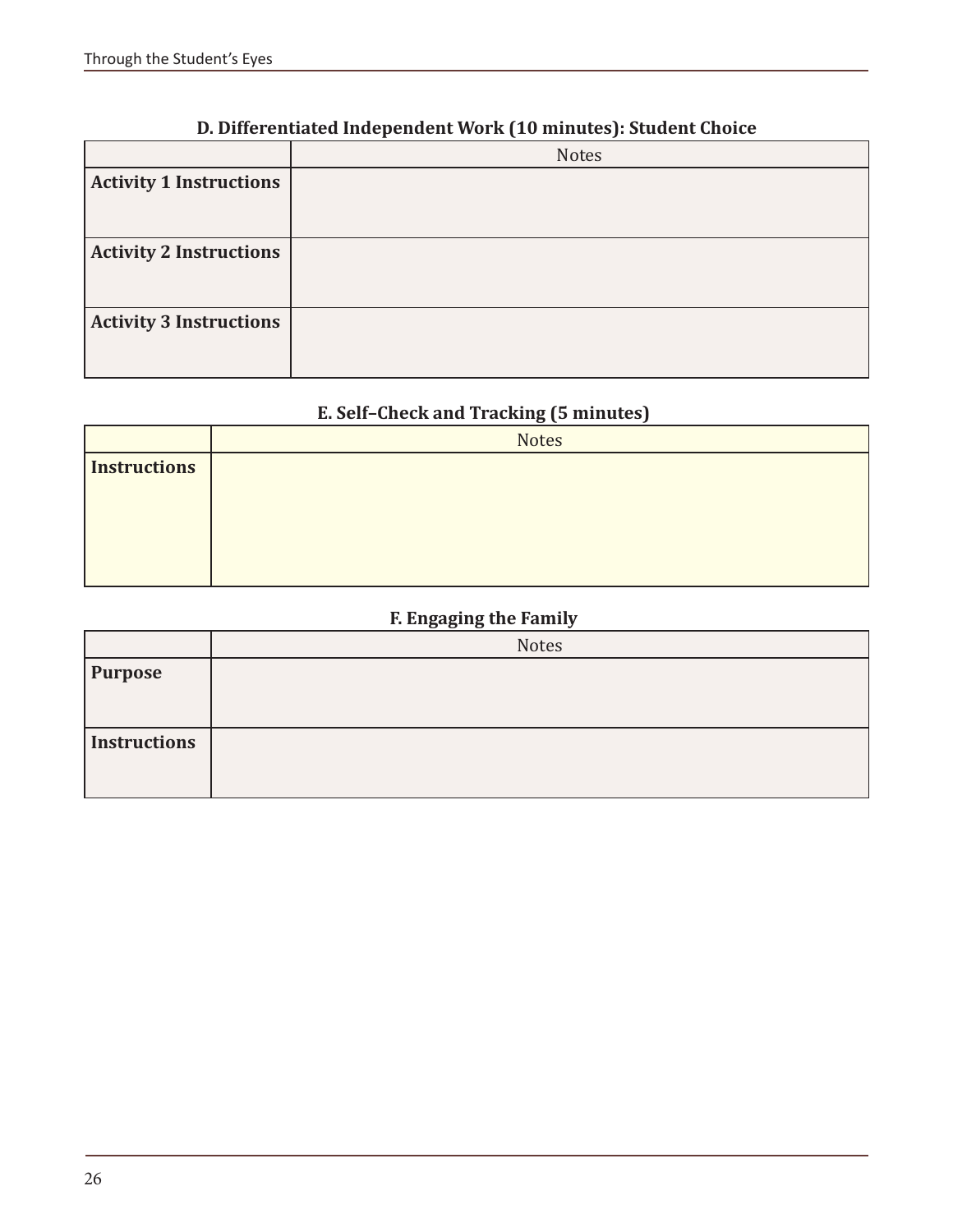### D. Differentiated Independent Work (10 minutes): Student Choice

| | Notes |
|---|---|
| **Activity 1 Instructions** | |
| **Activity 2 Instructions** | |
| **Activity 3 Instructions** | |

### E. Self–Check and Tracking (5 minutes)

| | Notes |
|---|---|
| **Instructions** | |

### F. Engaging the Family

| | Notes |
|---|---|
| **Purpose** | |
| **Instructions** | |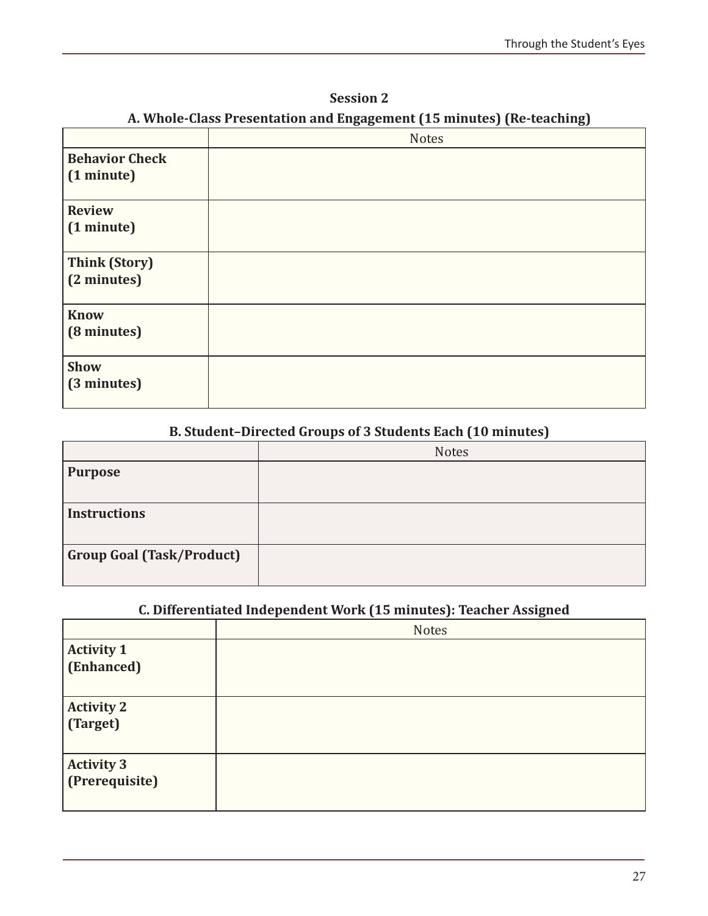**Session 2**

**A. Whole-Class Presentation and Engagement (15 minutes) (Re-teaching)**

| | Notes |
|---|---|
| **Behavior Check (1 minute)** | |
| **Review (1 minute)** | |
| **Think (Story) (2 minutes)** | |
| **Know (8 minutes)** | |
| **Show (3 minutes)** | |

**B. Student–Directed Groups of 3 Students Each (10 minutes)**

| | Notes |
|---|---|
| **Purpose** | |
| **Instructions** | |
| **Group Goal (Task/Product)** | |

**C. Differentiated Independent Work (15 minutes): Teacher Assigned**

| | Notes |
|---|---|
| **Activity 1 (Enhanced)** | |
| **Activity 2 (Target)** | |
| **Activity 3 (Prerequisite)** | |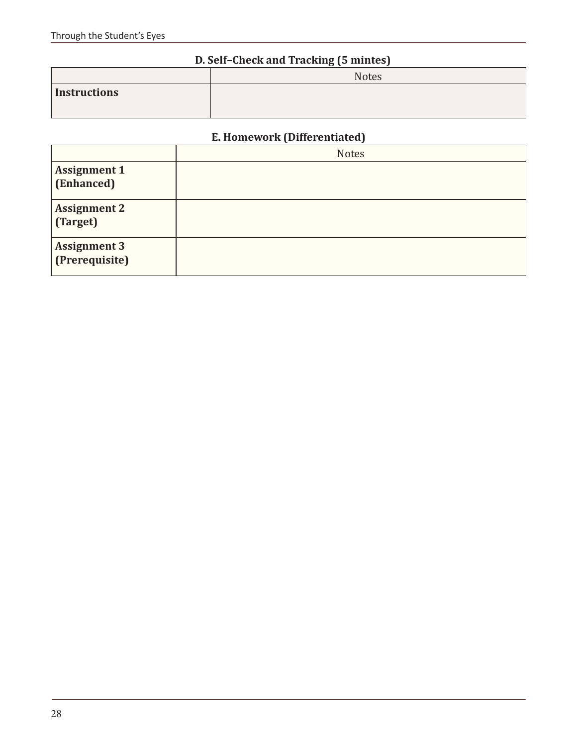### D. Self–Check and Tracking (5 mintes)

| | Notes |
|---|---|
| **Instructions** | |

### E. Homework (Differentiated)

| | Notes |
|---|---|
| **Assignment 1 (Enhanced)** | |
| **Assignment 2 (Target)** | |
| **Assignment 3 (Prerequisite)** | |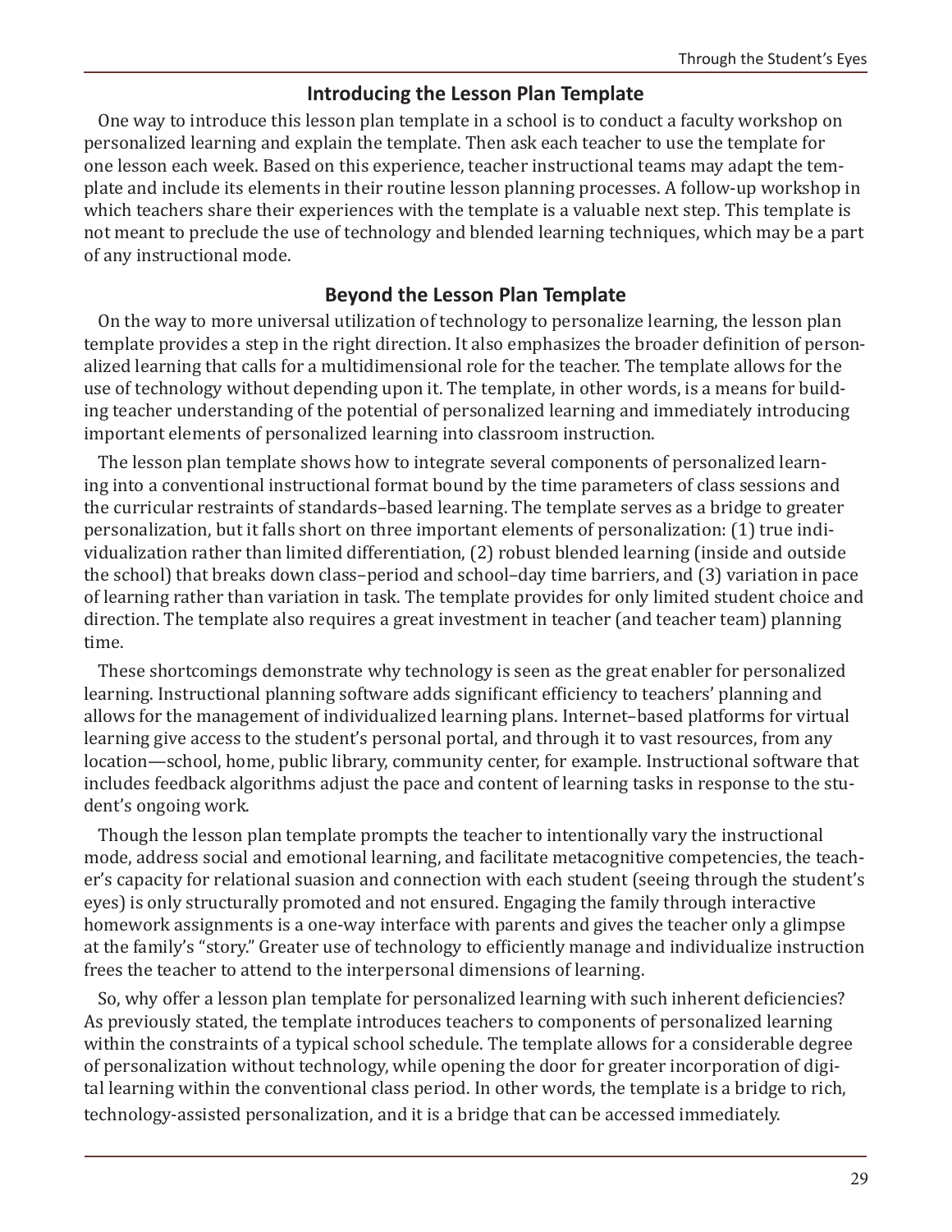## Introducing the Lesson Plan Template

One way to introduce this lesson plan template in a school is to conduct a faculty workshop on personalized learning and explain the template. Then ask each teacher to use the template for one lesson each week. Based on this experience, teacher instructional teams may adapt the template and include its elements in their routine lesson planning processes. A follow-up workshop in which teachers share their experiences with the template is a valuable next step. This template is not meant to preclude the use of technology and blended learning techniques, which may be a part of any instructional mode.

## Beyond the Lesson Plan Template

On the way to more universal utilization of technology to personalize learning, the lesson plan template provides a step in the right direction. It also emphasizes the broader definition of personalized learning that calls for a multidimensional role for the teacher. The template allows for the use of technology without depending upon it. The template, in other words, is a means for building teacher understanding of the potential of personalized learning and immediately introducing important elements of personalized learning into classroom instruction.

The lesson plan template shows how to integrate several components of personalized learning into a conventional instructional format bound by the time parameters of class sessions and the curricular restraints of standards–based learning. The template serves as a bridge to greater personalization, but it falls short on three important elements of personalization: (1) true individualization rather than limited differentiation, (2) robust blended learning (inside and outside the school) that breaks down class–period and school–day time barriers, and (3) variation in pace of learning rather than variation in task. The template provides for only limited student choice and direction. The template also requires a great investment in teacher (and teacher team) planning time.

These shortcomings demonstrate why technology is seen as the great enabler for personalized learning. Instructional planning software adds significant efficiency to teachers' planning and allows for the management of individualized learning plans. Internet–based platforms for virtual learning give access to the student's personal portal, and through it to vast resources, from any location—school, home, public library, community center, for example. Instructional software that includes feedback algorithms adjust the pace and content of learning tasks in response to the student's ongoing work.

Though the lesson plan template prompts the teacher to intentionally vary the instructional mode, address social and emotional learning, and facilitate metacognitive competencies, the teacher's capacity for relational suasion and connection with each student (seeing through the student's eyes) is only structurally promoted and not ensured. Engaging the family through interactive homework assignments is a one-way interface with parents and gives the teacher only a glimpse at the family's "story." Greater use of technology to efficiently manage and individualize instruction frees the teacher to attend to the interpersonal dimensions of learning.

So, why offer a lesson plan template for personalized learning with such inherent deficiencies? As previously stated, the template introduces teachers to components of personalized learning within the constraints of a typical school schedule. The template allows for a considerable degree of personalization without technology, while opening the door for greater incorporation of digital learning within the conventional class period. In other words, the template is a bridge to rich, technology-assisted personalization, and it is a bridge that can be accessed immediately.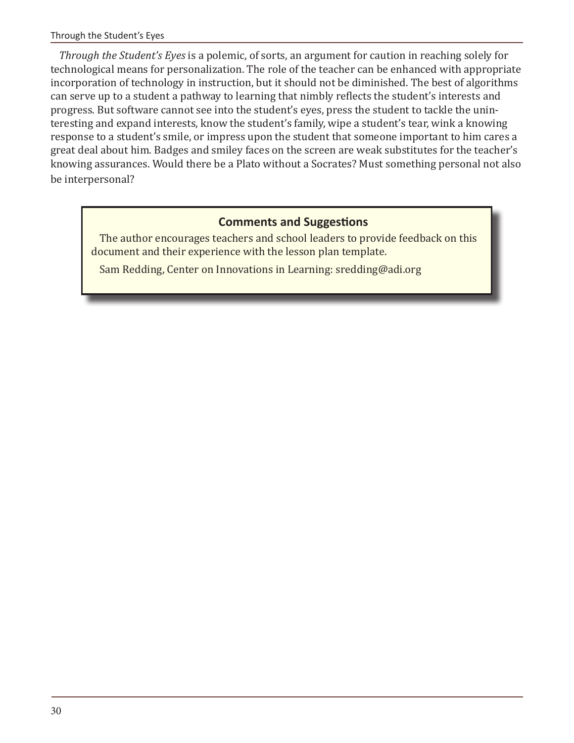*Through the Student's Eyes* is a polemic, of sorts, an argument for caution in reaching solely for technological means for personalization. The role of the teacher can be enhanced with appropriate incorporation of technology in instruction, but it should not be diminished. The best of algorithms can serve up to a student a pathway to learning that nimbly reflects the student's interests and progress. But software cannot see into the student's eyes, press the student to tackle the uninteresting and expand interests, know the student's family, wipe a student's tear, wink a knowing response to a student's smile, or impress upon the student that someone important to him cares a great deal about him. Badges and smiley faces on the screen are weak substitutes for the teacher's knowing assurances. Would there be a Plato without a Socrates? Must something personal not also be interpersonal?

**Comments and Suggestions**

The author encourages teachers and school leaders to provide feedback on this document and their experience with the lesson plan template.

Sam Redding, Center on Innovations in Learning: sredding@adi.org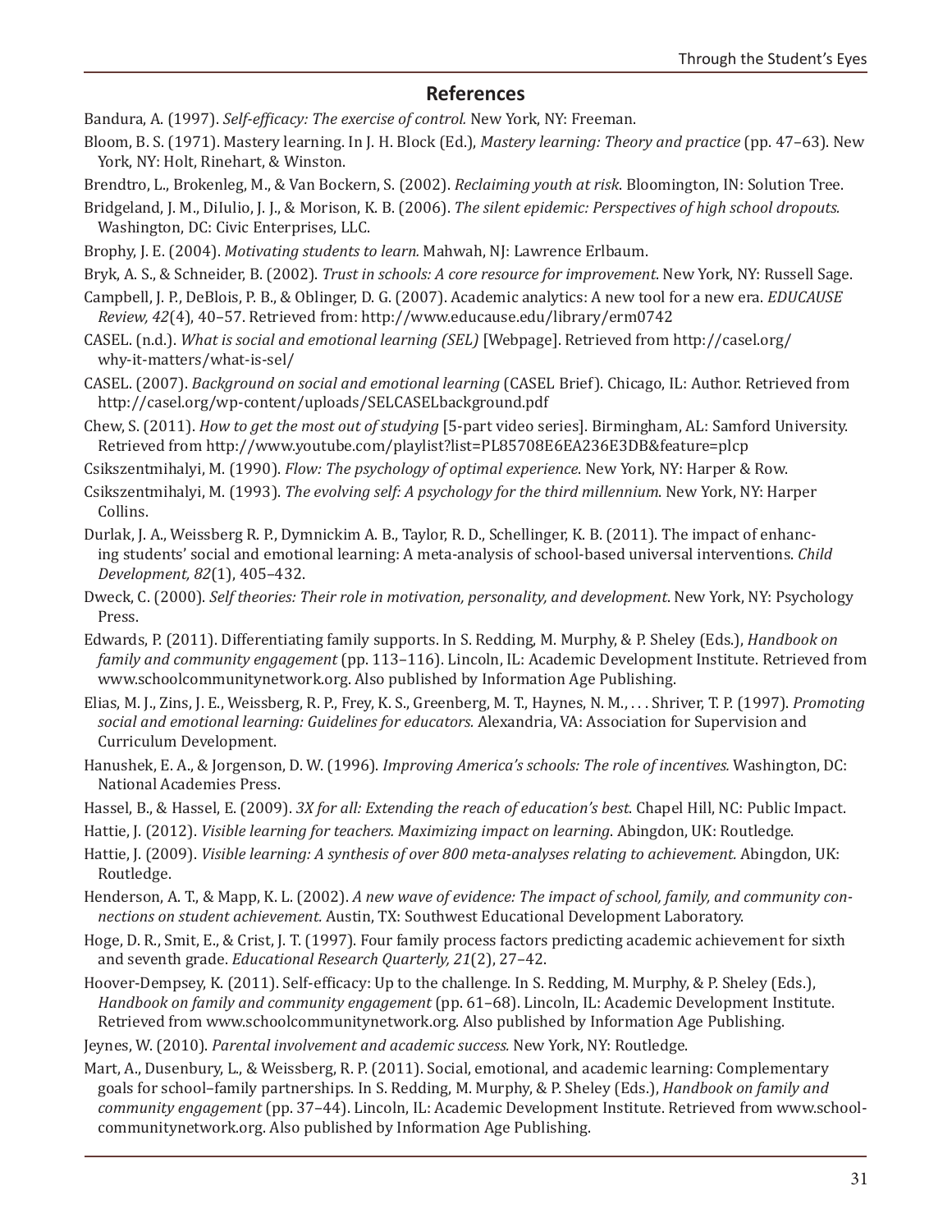## References

Bandura, A. (1997). *Self-efficacy: The exercise of control.* New York, NY: Freeman.

Bloom, B. S. (1971). Mastery learning. In J. H. Block (Ed.), *Mastery learning: Theory and practice* (pp. 47–63). New York, NY: Holt, Rinehart, & Winston.

Brendtro, L., Brokenleg, M., & Van Bockern, S. (2002). *Reclaiming youth at risk.* Bloomington, IN: Solution Tree.

Bridgeland, J. M., DiIulio, J. J., & Morison, K. B. (2006). *The silent epidemic: Perspectives of high school dropouts.* Washington, DC: Civic Enterprises, LLC.

Brophy, J. E. (2004). *Motivating students to learn.* Mahwah, NJ: Lawrence Erlbaum.

Bryk, A. S., & Schneider, B. (2002). *Trust in schools: A core resource for improvement*. New York, NY: Russell Sage.

Campbell, J. P., DeBlois, P. B., & Oblinger, D. G. (2007). Academic analytics: A new tool for a new era. *EDUCAUSE Review, 42*(4), 40–57. Retrieved from: http://www.educause.edu/library/erm0742

CASEL. (n.d.). *What is social and emotional learning (SEL)* [Webpage]. Retrieved from http://casel.org/why-it-matters/what-is-sel/

CASEL. (2007). *Background on social and emotional learning* (CASEL Brief). Chicago, IL: Author. Retrieved from http://casel.org/wp-content/uploads/SELCASELbackground.pdf

Chew, S. (2011). *How to get the most out of studying* [5-part video series]. Birmingham, AL: Samford University. Retrieved from http://www.youtube.com/playlist?list=PL85708E6EA236E3DB&feature=plcp

Csikszentmihalyi, M. (1990). *Flow: The psychology of optimal experience*. New York, NY: Harper & Row.

Csikszentmihalyi, M. (1993). *The evolving self: A psychology for the third millennium*. New York, NY: Harper Collins.

Durlak, J. A., Weissberg R. P., Dymnickim A. B., Taylor, R. D., Schellinger, K. B. (2011). The impact of enhancing students' social and emotional learning: A meta-analysis of school-based universal interventions. *Child Development, 82*(1), 405–432.

Dweck, C. (2000). *Self theories: Their role in motivation, personality, and development*. New York, NY: Psychology Press.

Edwards, P. (2011). Differentiating family supports. In S. Redding, M. Murphy, & P. Sheley (Eds.), *Handbook on family and community engagement* (pp. 113–116). Lincoln, IL: Academic Development Institute. Retrieved from www.schoolcommunitynetwork.org. Also published by Information Age Publishing.

Elias, M. J., Zins, J. E., Weissberg, R. P., Frey, K. S., Greenberg, M. T., Haynes, N. M., . . . Shriver, T. P. (1997). *Promoting social and emotional learning: Guidelines for educators.* Alexandria, VA: Association for Supervision and Curriculum Development.

Hanushek, E. A., & Jorgenson, D. W. (1996). *Improving America's schools: The role of incentives.* Washington, DC: National Academies Press.

Hassel, B., & Hassel, E. (2009). *3X for all: Extending the reach of education's best*. Chapel Hill, NC: Public Impact.

Hattie, J. (2012). *Visible learning for teachers. Maximizing impact on learning*. Abingdon, UK: Routledge.

Hattie, J. (2009). *Visible learning: A synthesis of over 800 meta-analyses relating to achievement.* Abingdon, UK: Routledge.

Henderson, A. T., & Mapp, K. L. (2002). *A new wave of evidence: The impact of school, family, and community connections on student achievement.* Austin, TX: Southwest Educational Development Laboratory.

Hoge, D. R., Smit, E., & Crist, J. T. (1997). Four family process factors predicting academic achievement for sixth and seventh grade. *Educational Research Quarterly, 21*(2), 27–42.

Hoover-Dempsey, K. (2011). Self-efficacy: Up to the challenge. In S. Redding, M. Murphy, & P. Sheley (Eds.), *Handbook on family and community engagement* (pp. 61–68). Lincoln, IL: Academic Development Institute. Retrieved from www.schoolcommunitynetwork.org. Also published by Information Age Publishing.

Jeynes, W. (2010). *Parental involvement and academic success.* New York, NY: Routledge.

Mart, A., Dusenbury, L., & Weissberg, R. P. (2011). Social, emotional, and academic learning: Complementary goals for school–family partnerships. In S. Redding, M. Murphy, & P. Sheley (Eds.), *Handbook on family and community engagement* (pp. 37–44). Lincoln, IL: Academic Development Institute. Retrieved from www.schoolcommunitynetwork.org. Also published by Information Age Publishing.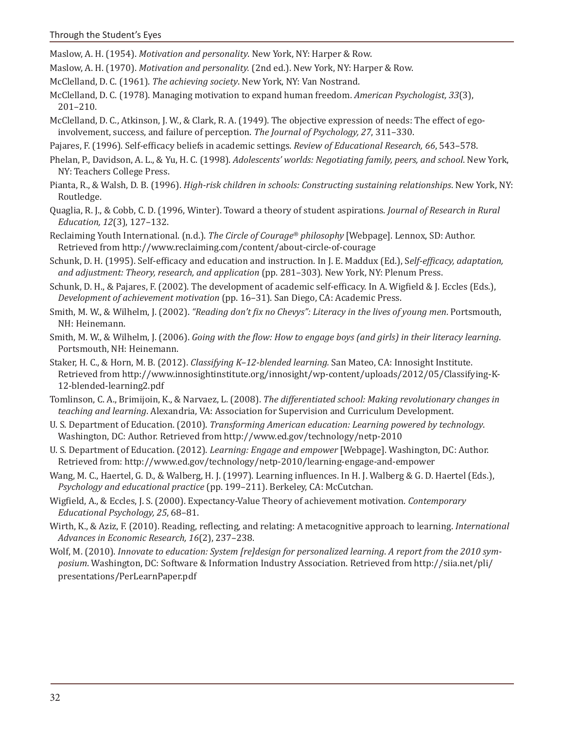Maslow, A. H. (1954). *Motivation and personality*. New York, NY: Harper & Row.

Maslow, A. H. (1970). *Motivation and personality.* (2nd ed.). New York, NY: Harper & Row.

McClelland, D. C. (1961). *The achieving society*. New York, NY: Van Nostrand.

McClelland, D. C. (1978). Managing motivation to expand human freedom. *American Psychologist, 33*(3), 201–210.

McClelland, D. C., Atkinson, J. W., & Clark, R. A. (1949). The objective expression of needs: The effect of ego-involvement, success, and failure of perception. *The Journal of Psychology, 27*, 311–330.

Pajares, F. (1996). Self-efficacy beliefs in academic settings. *Review of Educational Research, 66*, 543–578.

Phelan, P., Davidson, A. L., & Yu, H. C. (1998). *Adolescents' worlds: Negotiating family, peers, and school*. New York, NY: Teachers College Press.

Pianta, R., & Walsh, D. B. (1996). *High-risk children in schools: Constructing sustaining relationships*. New York, NY: Routledge.

Quaglia, R. J., & Cobb, C. D. (1996, Winter). Toward a theory of student aspirations. *Journal of Research in Rural Education, 12*(3), 127–132.

Reclaiming Youth International. (n.d.). *The Circle of Courage® philosophy* [Webpage]. Lennox, SD: Author. Retrieved from http://www.reclaiming.com/content/about-circle-of-courage

Schunk, D. H. (1995). Self-efficacy and education and instruction. In J. E. Maddux (Ed.), S*elf-efficacy, adaptation, and adjustment: Theory, research, and application* (pp. 281–303). New York, NY: Plenum Press.

Schunk, D. H., & Pajares, F. (2002). The development of academic self-efficacy. In A. Wigfield & J. Eccles (Eds.), *Development of achievement motivation* (pp. 16–31). San Diego, CA: Academic Press.

Smith, M. W., & Wilhelm, J. (2002). *"Reading don't fix no Chevys": Literacy in the lives of young men*. Portsmouth, NH: Heinemann.

Smith, M. W., & Wilhelm, J. (2006). *Going with the flow: How to engage boys (and girls) in their literacy learning*. Portsmouth, NH: Heinemann.

Staker, H. C., & Horn, M. B. (2012). *Classifying K–12-blended learning.* San Mateo, CA: Innosight Institute. Retrieved from http://www.innosightinstitute.org/innosight/wp-content/uploads/2012/05/Classifying-K-12-blended-learning2.pdf

Tomlinson, C. A., Brimijoin, K., & Narvaez, L. (2008). *The differentiated school: Making revolutionary changes in teaching and learning*. Alexandria, VA: Association for Supervision and Curriculum Development.

U. S. Department of Education. (2010). *Transforming American education: Learning powered by technology*. Washington, DC: Author. Retrieved from http://www.ed.gov/technology/netp-2010

U. S. Department of Education. (2012). *Learning: Engage and empower* [Webpage]. Washington, DC: Author. Retrieved from: http://www.ed.gov/technology/netp-2010/learning-engage-and-empower

Wang, M. C., Haertel, G. D., & Walberg, H. J. (1997). Learning influences. In H. J. Walberg & G. D. Haertel (Eds.), *Psychology and educational practice* (pp. 199–211). Berkeley, CA: McCutchan.

Wigfield, A., & Eccles, J. S. (2000). Expectancy-Value Theory of achievement motivation. *Contemporary Educational Psychology, 25*, 68–81.

Wirth, K., & Aziz, F. (2010). Reading, reflecting, and relating: A metacognitive approach to learning. *International Advances in Economic Research, 16*(2), 237–238.

Wolf, M. (2010). *Innovate to education: System [re]design for personalized learning. A report from the 2010 symposium*. Washington, DC: Software & Information Industry Association. Retrieved from http://siia.net/pli/presentations/PerLearnPaper.pdf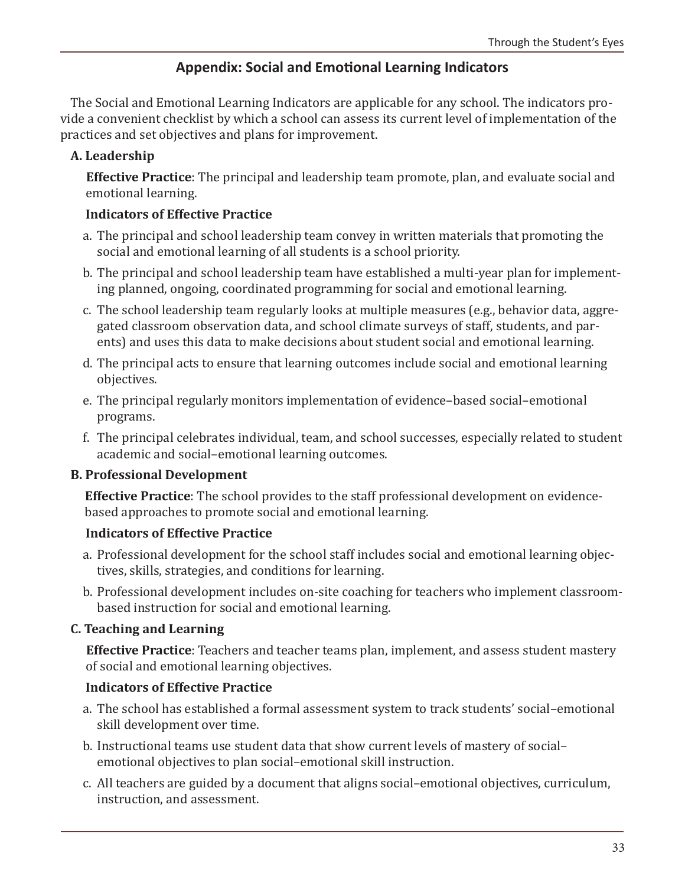## Appendix: Social and Emotional Learning Indicators

The Social and Emotional Learning Indicators are applicable for any school. The indicators provide a convenient checklist by which a school can assess its current level of implementation of the practices and set objectives and plans for improvement.

### A. Leadership

**Effective Practice**: The principal and leadership team promote, plan, and evaluate social and emotional learning.

**Indicators of Effective Practice**

a. The principal and school leadership team convey in written materials that promoting the social and emotional learning of all students is a school priority.

b. The principal and school leadership team have established a multi-year plan for implementing planned, ongoing, coordinated programming for social and emotional learning.

c. The school leadership team regularly looks at multiple measures (e.g., behavior data, aggregated classroom observation data, and school climate surveys of staff, students, and parents) and uses this data to make decisions about student social and emotional learning.

d. The principal acts to ensure that learning outcomes include social and emotional learning objectives.

e. The principal regularly monitors implementation of evidence–based social–emotional programs.

f. The principal celebrates individual, team, and school successes, especially related to student academic and social–emotional learning outcomes.

### B. Professional Development

**Effective Practice**: The school provides to the staff professional development on evidence-based approaches to promote social and emotional learning.

**Indicators of Effective Practice**

a. Professional development for the school staff includes social and emotional learning objectives, skills, strategies, and conditions for learning.

b. Professional development includes on-site coaching for teachers who implement classroom-based instruction for social and emotional learning.

### C. Teaching and Learning

**Effective Practice**: Teachers and teacher teams plan, implement, and assess student mastery of social and emotional learning objectives.

**Indicators of Effective Practice**

a. The school has established a formal assessment system to track students' social–emotional skill development over time.

b. Instructional teams use student data that show current levels of mastery of social–emotional objectives to plan social–emotional skill instruction.

c. All teachers are guided by a document that aligns social–emotional objectives, curriculum, instruction, and assessment.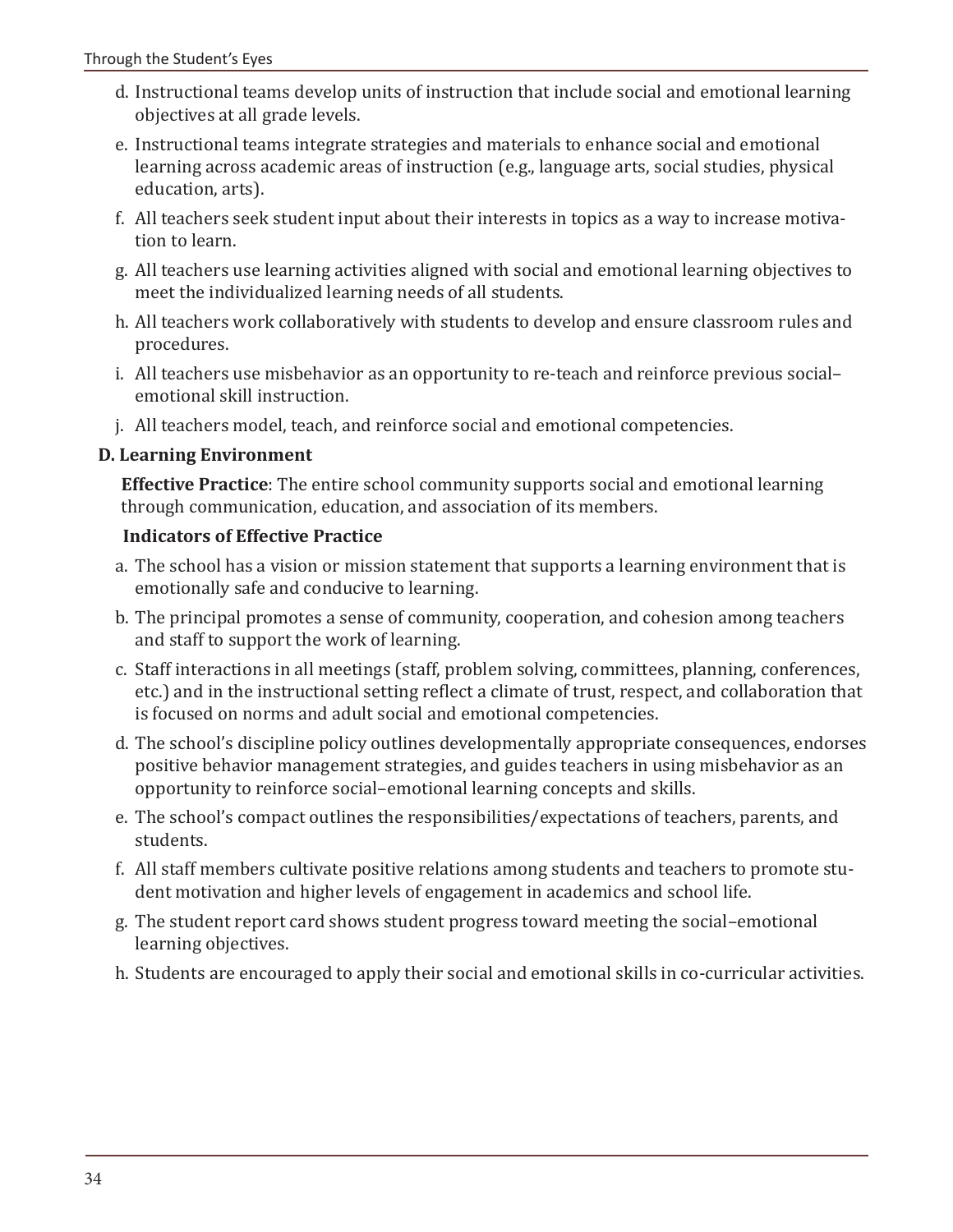d. Instructional teams develop units of instruction that include social and emotional learning objectives at all grade levels.

e. Instructional teams integrate strategies and materials to enhance social and emotional learning across academic areas of instruction (e.g., language arts, social studies, physical education, arts).

f. All teachers seek student input about their interests in topics as a way to increase motivation to learn.

g. All teachers use learning activities aligned with social and emotional learning objectives to meet the individualized learning needs of all students.

h. All teachers work collaboratively with students to develop and ensure classroom rules and procedures.

i. All teachers use misbehavior as an opportunity to re-teach and reinforce previous social–emotional skill instruction.

j. All teachers model, teach, and reinforce social and emotional competencies.

**D. Learning Environment**

**Effective Practice**: The entire school community supports social and emotional learning through communication, education, and association of its members.

**Indicators of Effective Practice**

a. The school has a vision or mission statement that supports a learning environment that is emotionally safe and conducive to learning.

b. The principal promotes a sense of community, cooperation, and cohesion among teachers and staff to support the work of learning.

c. Staff interactions in all meetings (staff, problem solving, committees, planning, conferences, etc.) and in the instructional setting reflect a climate of trust, respect, and collaboration that is focused on norms and adult social and emotional competencies.

d. The school's discipline policy outlines developmentally appropriate consequences, endorses positive behavior management strategies, and guides teachers in using misbehavior as an opportunity to reinforce social–emotional learning concepts and skills.

e. The school's compact outlines the responsibilities/expectations of teachers, parents, and students.

f. All staff members cultivate positive relations among students and teachers to promote student motivation and higher levels of engagement in academics and school life.

g. The student report card shows student progress toward meeting the social–emotional learning objectives.

h. Students are encouraged to apply their social and emotional skills in co-curricular activities.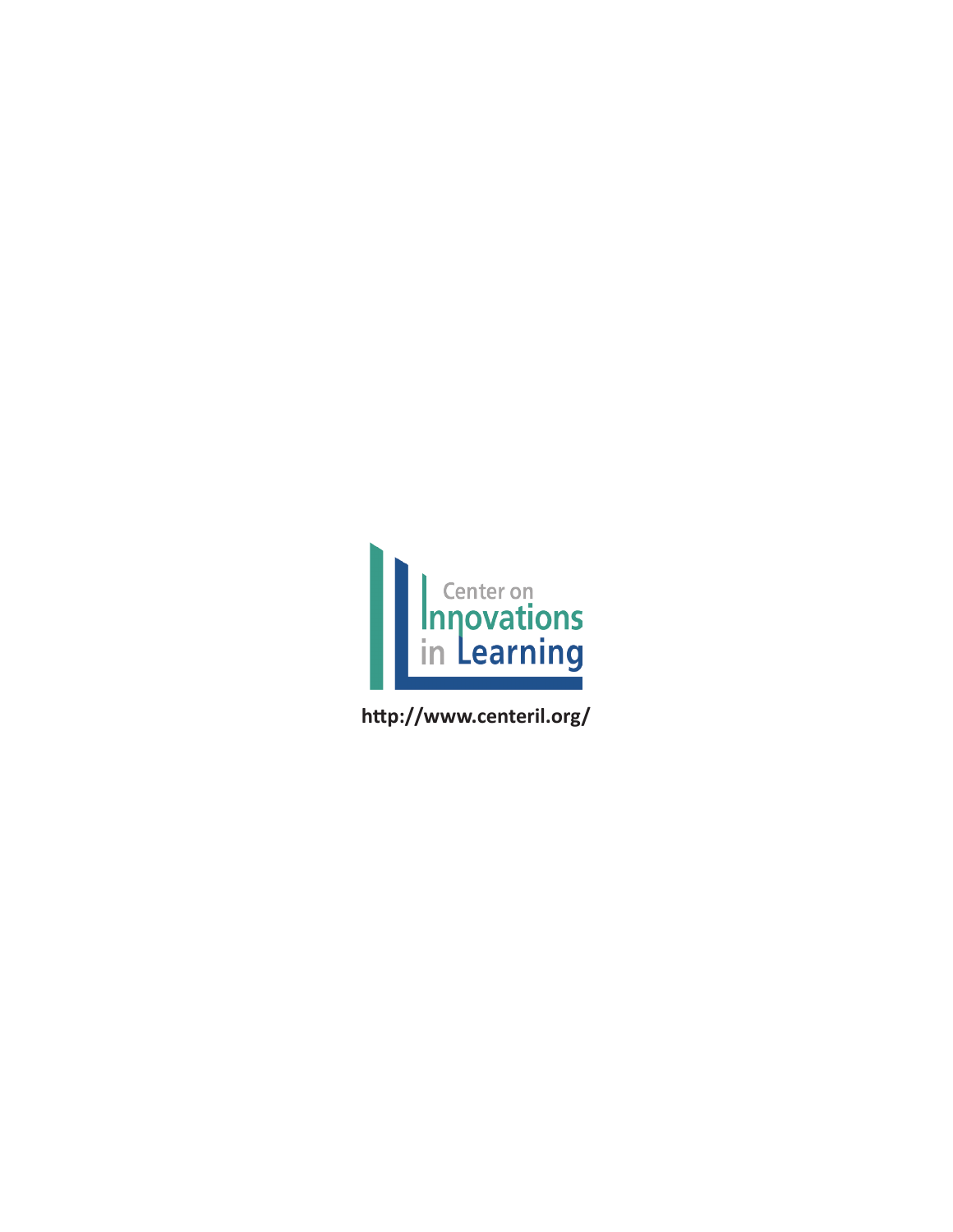Center on Innovations in Learning

**http://www.centeril.org/**